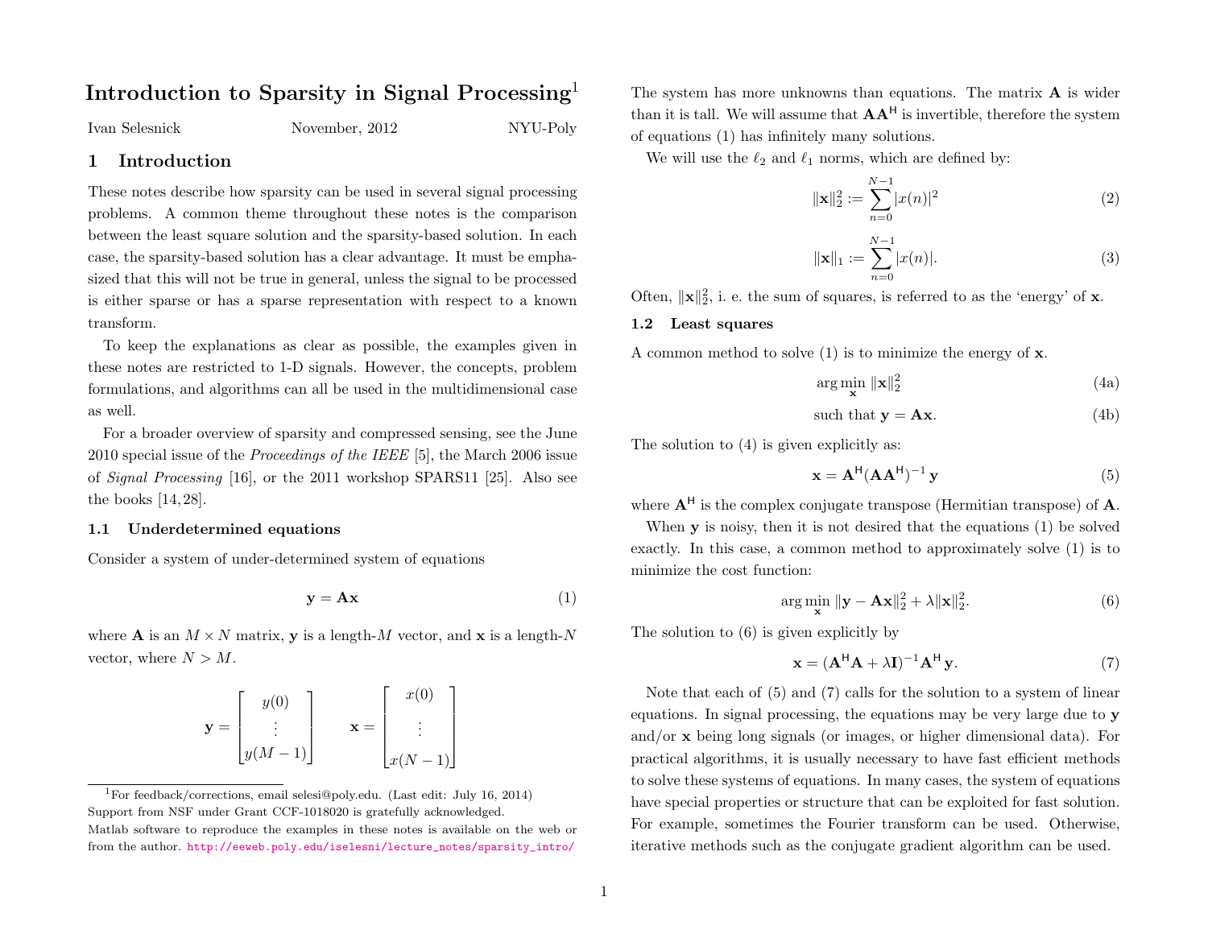# Introduction to Sparsity in Signal Processing[1]

Ivan Selesnick — November, 2012 — NYU-Poly

## 1 Introduction

These notes describe how sparsity can be used in several signal processing problems. A common theme throughout these notes is the comparison between the least square solution and the sparsity-based solution. In each case, the sparsity-based solution has a clear advantage. It must be emphasized that this will not be true in general, unless the signal to be processed is either sparse or has a sparse representation with respect to a known transform.

To keep the explanations as clear as possible, the examples given in these notes are restricted to 1-D signals. However, the concepts, problem formulations, and algorithms can all be used in the multidimensional case as well.

For a broader overview of sparsity and compressed sensing, see the June 2010 special issue of the *Proceedings of the IEEE* [5], the March 2006 issue of *Signal Processing* [16], or the 2011 workshop SPARS11 [25]. Also see the books [14, 28].

### 1.1 Underdetermined equations

Consider a system of under-determined system of equations

$$\mathbf{y} = \mathbf{A}\mathbf{x} \tag{1}$$

where $\mathbf{A}$ is an $M \times N$ matrix, $\mathbf{y}$ is a length-$M$ vector, and $\mathbf{x}$ is a length-$N$ vector, where $N > M$.

$$\mathbf{y} = \begin{bmatrix} y(0) \\ \vdots \\ y(M-1) \end{bmatrix} \qquad \mathbf{x} = \begin{bmatrix} x(0) \\ \vdots \\ x(N-1) \end{bmatrix}$$

The system has more unknowns than equations. The matrix $\mathbf{A}$ is wider than it is tall. We will assume that $\mathbf{A}\mathbf{A}^{\mathsf{H}}$ is invertible, therefore the system of equations (1) has infinitely many solutions.

We will use the $\ell_2$ and $\ell_1$ norms, which are defined by:

$$\|\mathbf{x}\|_2^2 := \sum_{n=0}^{N-1} |x(n)|^2 \tag{2}$$

$$\|\mathbf{x}\|_1 := \sum_{n=0}^{N-1} |x(n)|. \tag{3}$$

Often, $\|\mathbf{x}\|_2^2$, i. e. the sum of squares, is referred to as the 'energy' of $\mathbf{x}$.

### 1.2 Least squares

A common method to solve (1) is to minimize the energy of $\mathbf{x}$.

$$\arg\min_{\mathbf{x}} \|\mathbf{x}\|_2^2 \tag{4a}$$

$$\text{such that } \mathbf{y} = \mathbf{A}\mathbf{x}. \tag{4b}$$

The solution to (4) is given explicitly as:

$$\mathbf{x} = \mathbf{A}^{\mathsf{H}}(\mathbf{A}\mathbf{A}^{\mathsf{H}})^{-1}\,\mathbf{y} \tag{5}$$

where $\mathbf{A}^{\mathsf{H}}$ is the complex conjugate transpose (Hermitian transpose) of $\mathbf{A}$.

When $\mathbf{y}$ is noisy, then it is not desired that the equations (1) be solved exactly. In this case, a common method to approximately solve (1) is to minimize the cost function:

$$\arg\min_{\mathbf{x}} \|\mathbf{y} - \mathbf{A}\mathbf{x}\|_2^2 + \lambda\|\mathbf{x}\|_2^2. \tag{6}$$

The solution to (6) is given explicitly by

$$\mathbf{x} = (\mathbf{A}^{\mathsf{H}}\mathbf{A} + \lambda\mathbf{I})^{-1}\mathbf{A}^{\mathsf{H}}\,\mathbf{y}. \tag{7}$$

Note that each of (5) and (7) calls for the solution to a system of linear equations. In signal processing, the equations may be very large due to $\mathbf{y}$ and/or $\mathbf{x}$ being long signals (or images, or higher dimensional data). For practical algorithms, it is usually necessary to have fast efficient methods to solve these systems of equations. In many cases, the system of equations have special properties or structure that can be exploited for fast solution. For example, sometimes the Fourier transform can be used. Otherwise, iterative methods such as the conjugate gradient algorithm can be used.

[1] For feedback/corrections, email selesi@poly.edu. (Last edit: July 16, 2014)
Support from NSF under Grant CCF-1018020 is gratefully acknowledged.
Matlab software to reproduce the examples in these notes is available on the web or from the author. http://eeweb.poly.edu/iselesni/lecture_notes/sparsity_intro/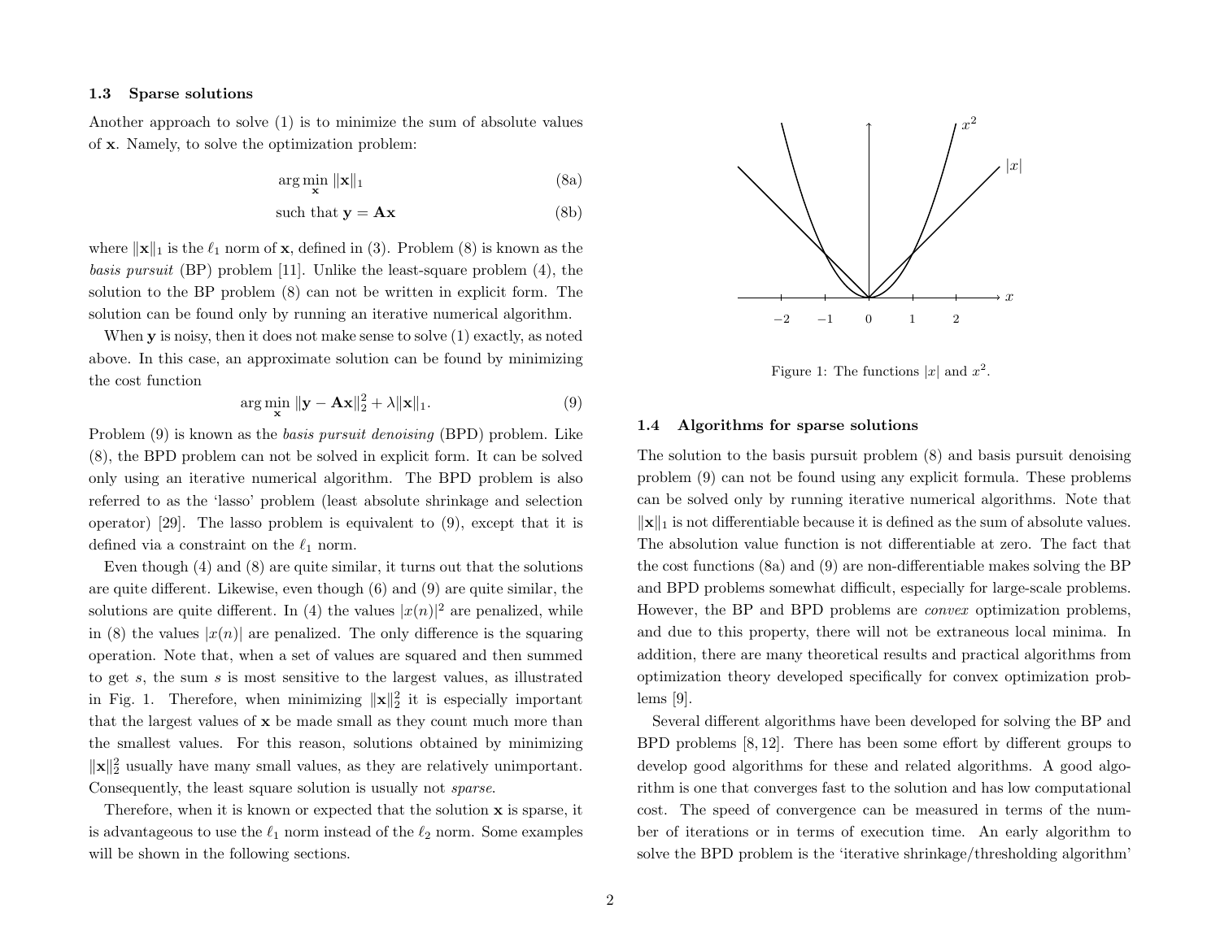### 1.3 Sparse solutions

Another approach to solve (1) is to minimize the sum of absolute values of $\mathbf{x}$. Namely, to solve the optimization problem:

$$\arg\min_{\mathbf{x}} \|\mathbf{x}\|_1 \tag{8a}$$

$$\text{such that } \mathbf{y} = \mathbf{A}\mathbf{x} \tag{8b}$$

where $\|\mathbf{x}\|_1$ is the $\ell_1$ norm of $\mathbf{x}$, defined in (3). Problem (8) is known as the *basis pursuit* (BP) problem [11]. Unlike the least-square problem (4), the solution to the BP problem (8) can not be written in explicit form. The solution can be found only by running an iterative numerical algorithm.

When $\mathbf{y}$ is noisy, then it does not make sense to solve (1) exactly, as noted above. In this case, an approximate solution can be found by minimizing the cost function

$$\arg\min_{\mathbf{x}} \|\mathbf{y} - \mathbf{A}\mathbf{x}\|_2^2 + \lambda\|\mathbf{x}\|_1. \tag{9}$$

Problem (9) is known as the *basis pursuit denoising* (BPD) problem. Like (8), the BPD problem can not be solved in explicit form. It can be solved only using an iterative numerical algorithm. The BPD problem is also referred to as the 'lasso' problem (least absolute shrinkage and selection operator) [29]. The lasso problem is equivalent to (9), except that it is defined via a constraint on the $\ell_1$ norm.

Even though (4) and (8) are quite similar, it turns out that the solutions are quite different. Likewise, even though (6) and (9) are quite similar, the solutions are quite different. In (4) the values $|x(n)|^2$ are penalized, while in (8) the values $|x(n)|$ are penalized. The only difference is the squaring operation. Note that, when a set of values are squared and then summed to get $s$, the sum $s$ is most sensitive to the largest values, as illustrated in Fig. 1. Therefore, when minimizing $\|\mathbf{x}\|_2^2$ it is especially important that the largest values of $\mathbf{x}$ be made small as they count much more than the smallest values. For this reason, solutions obtained by minimizing $\|\mathbf{x}\|_2^2$ usually have many small values, as they are relatively unimportant. Consequently, the least square solution is usually not *sparse*.

Therefore, when it is known or expected that the solution $\mathbf{x}$ is sparse, it is advantageous to use the $\ell_1$ norm instead of the $\ell_2$ norm. Some examples will be shown in the following sections.

Figure 1: The functions $|x|$ and $x^2$.

### 1.4 Algorithms for sparse solutions

The solution to the basis pursuit problem (8) and basis pursuit denoising problem (9) can not be found using any explicit formula. These problems can be solved only by running iterative numerical algorithms. Note that $\|\mathbf{x}\|_1$ is not differentiable because it is defined as the sum of absolute values. The absolution value function is not differentiable at zero. The fact that the cost functions (8a) and (9) are non-differentiable makes solving the BP and BPD problems somewhat difficult, especially for large-scale problems. However, the BP and BPD problems are *convex* optimization problems, and due to this property, there will not be extraneous local minima. In addition, there are many theoretical results and practical algorithms from optimization theory developed specifically for convex optimization problems [9].

Several different algorithms have been developed for solving the BP and BPD problems [8, 12]. There has been some effort by different groups to develop good algorithms for these and related algorithms. A good algorithm is one that converges fast to the solution and has low computational cost. The speed of convergence can be measured in terms of the number of iterations or in terms of execution time. An early algorithm to solve the BPD problem is the 'iterative shrinkage/thresholding algorithm'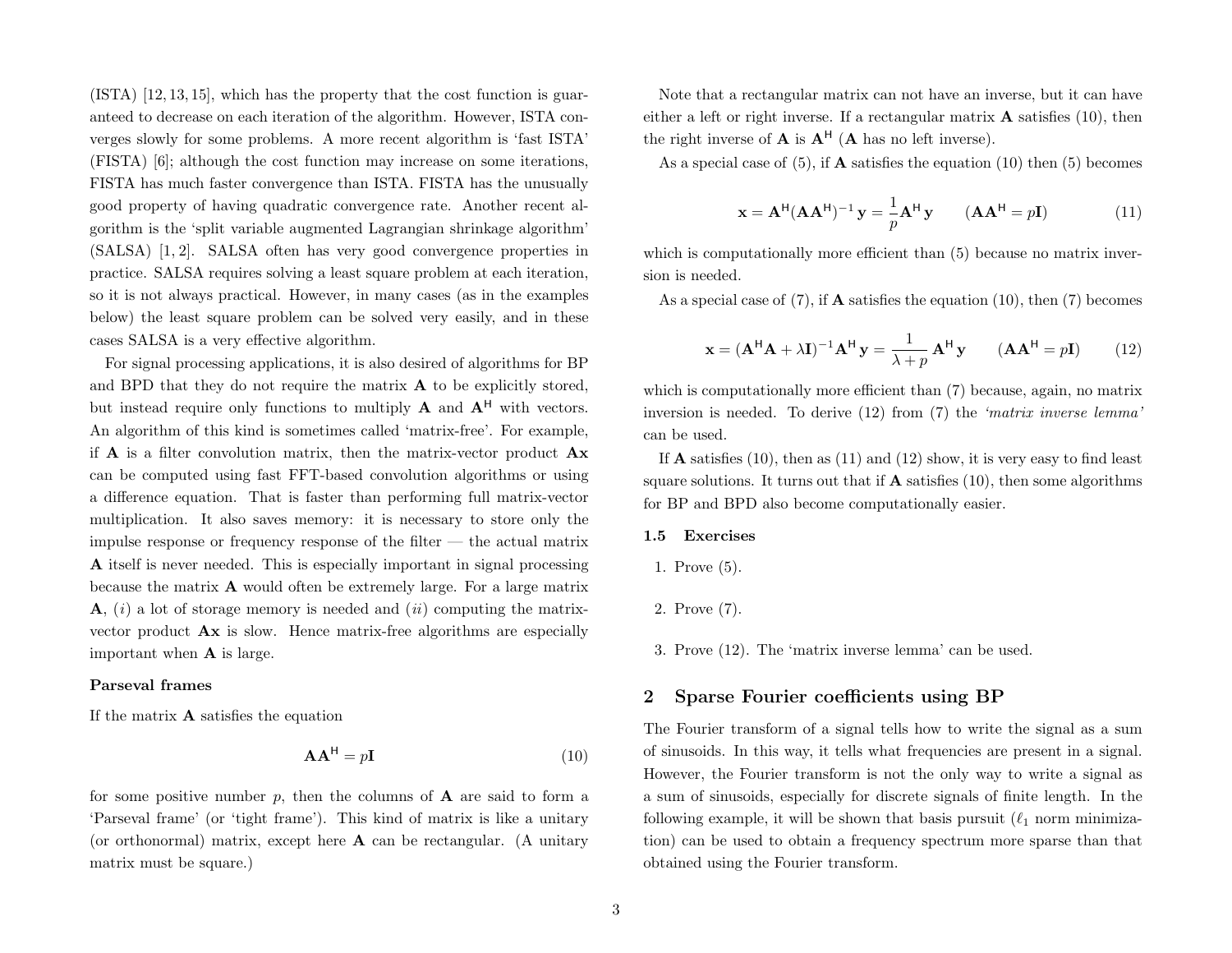(ISTA) [12, 13, 15], which has the property that the cost function is guaranteed to decrease on each iteration of the algorithm. However, ISTA converges slowly for some problems. A more recent algorithm is 'fast ISTA' (FISTA) [6]; although the cost function may increase on some iterations, FISTA has much faster convergence than ISTA. FISTA has the unusually good property of having quadratic convergence rate. Another recent algorithm is the 'split variable augmented Lagrangian shrinkage algorithm' (SALSA) [1, 2]. SALSA often has very good convergence properties in practice. SALSA requires solving a least square problem at each iteration, so it is not always practical. However, in many cases (as in the examples below) the least square problem can be solved very easily, and in these cases SALSA is a very effective algorithm.

For signal processing applications, it is also desired of algorithms for BP and BPD that they do not require the matrix $\mathbf{A}$ to be explicitly stored, but instead require only functions to multiply $\mathbf{A}$ and $\mathbf{A}^\mathsf{H}$ with vectors. An algorithm of this kind is sometimes called 'matrix-free'. For example, if $\mathbf{A}$ is a filter convolution matrix, then the matrix-vector product $\mathbf{Ax}$ can be computed using fast FFT-based convolution algorithms or using a difference equation. That is faster than performing full matrix-vector multiplication. It also saves memory: it is necessary to store only the impulse response or frequency response of the filter — the actual matrix $\mathbf{A}$ itself is never needed. This is especially important in signal processing because the matrix $\mathbf{A}$ would often be extremely large. For a large matrix $\mathbf{A}$, (*i*) a lot of storage memory is needed and (*ii*) computing the matrix-vector product $\mathbf{Ax}$ is slow. Hence matrix-free algorithms are especially important when $\mathbf{A}$ is large.

**Parseval frames**

If the matrix $\mathbf{A}$ satisfies the equation

$$\mathbf{A}\mathbf{A}^\mathsf{H} = p\mathbf{I} \tag{10}$$

for some positive number $p$, then the columns of $\mathbf{A}$ are said to form a 'Parseval frame' (or 'tight frame'). This kind of matrix is like a unitary (or orthonormal) matrix, except here $\mathbf{A}$ can be rectangular. (A unitary matrix must be square.)

Note that a rectangular matrix can not have an inverse, but it can have either a left or right inverse. If a rectangular matrix $\mathbf{A}$ satisfies (10), then the right inverse of $\mathbf{A}$ is $\mathbf{A}^\mathsf{H}$ ($\mathbf{A}$ has no left inverse).

As a special case of (5), if $\mathbf{A}$ satisfies the equation (10) then (5) becomes

$$\mathbf{x} = \mathbf{A}^\mathsf{H}(\mathbf{A}\mathbf{A}^\mathsf{H})^{-1}\,\mathbf{y} = \frac{1}{p}\mathbf{A}^\mathsf{H}\,\mathbf{y} \qquad (\mathbf{A}\mathbf{A}^\mathsf{H} = p\mathbf{I}) \tag{11}$$

which is computationally more efficient than (5) because no matrix inversion is needed.

As a special case of (7), if $\mathbf{A}$ satisfies the equation (10), then (7) becomes

$$\mathbf{x} = (\mathbf{A}^\mathsf{H}\mathbf{A} + \lambda\mathbf{I})^{-1}\mathbf{A}^\mathsf{H}\,\mathbf{y} = \frac{1}{\lambda + p}\,\mathbf{A}^\mathsf{H}\,\mathbf{y} \qquad (\mathbf{A}\mathbf{A}^\mathsf{H} = p\mathbf{I}) \tag{12}$$

which is computationally more efficient than (7) because, again, no matrix inversion is needed. To derive (12) from (7) the *'matrix inverse lemma'* can be used.

If $\mathbf{A}$ satisfies (10), then as (11) and (12) show, it is very easy to find least square solutions. It turns out that if $\mathbf{A}$ satisfies (10), then some algorithms for BP and BPD also become computationally easier.

### 1.5 Exercises

1. Prove (5).
2. Prove (7).
3. Prove (12). The 'matrix inverse lemma' can be used.

## 2 Sparse Fourier coefficients using BP

The Fourier transform of a signal tells how to write the signal as a sum of sinusoids. In this way, it tells what frequencies are present in a signal. However, the Fourier transform is not the only way to write a signal as a sum of sinusoids, especially for discrete signals of finite length. In the following example, it will be shown that basis pursuit ($\ell_1$ norm minimization) can be used to obtain a frequency spectrum more sparse than that obtained using the Fourier transform.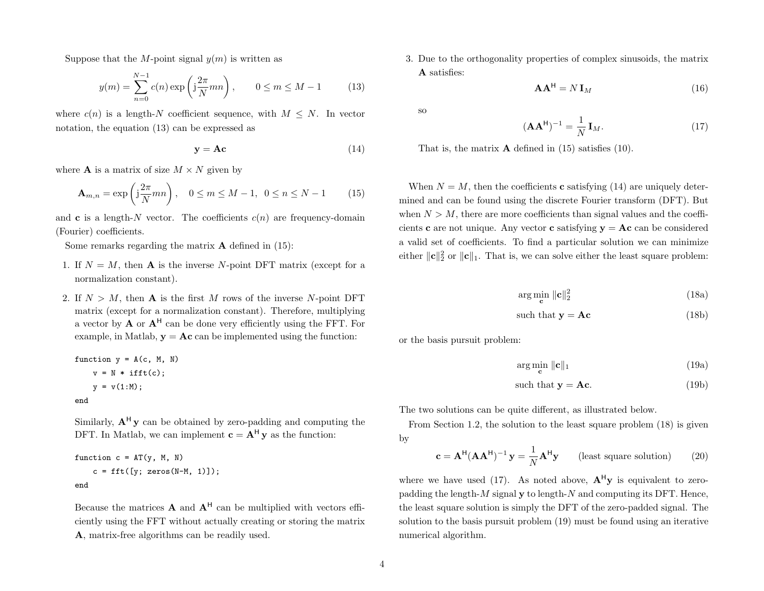Suppose that the $M$-point signal $y(m)$ is written as

$$y(m) = \sum_{n=0}^{N-1} c(n) \exp\left(\mathrm{j}\frac{2\pi}{N}mn\right), \qquad 0 \le m \le M-1 \tag{13}$$

where $c(n)$ is a length-$N$ coefficient sequence, with $M \le N$. In vector notation, the equation (13) can be expressed as

$$\mathbf{y} = \mathbf{A}\mathbf{c} \tag{14}$$

where $\mathbf{A}$ is a matrix of size $M \times N$ given by

$$\mathbf{A}_{m,n} = \exp\left(\mathrm{j}\frac{2\pi}{N}mn\right), \quad 0 \le m \le M-1, \;\; 0 \le n \le N-1 \tag{15}$$

and $\mathbf{c}$ is a length-$N$ vector. The coefficients $c(n)$ are frequency-domain (Fourier) coefficients.

Some remarks regarding the matrix $\mathbf{A}$ defined in (15):

1. If $N = M$, then $\mathbf{A}$ is the inverse $N$-point DFT matrix (except for a normalization constant).

2. If $N > M$, then $\mathbf{A}$ is the first $M$ rows of the inverse $N$-point DFT matrix (except for a normalization constant). Therefore, multiplying a vector by $\mathbf{A}$ or $\mathbf{A}^{\mathsf{H}}$ can be done very efficiently using the FFT. For example, in Matlab, $\mathbf{y} = \mathbf{A}\mathbf{c}$ can be implemented using the function:

```
function y = A(c, M, N)
    v = N * ifft(c);
    y = v(1:M);
end
```

   Similarly, $\mathbf{A}^{\mathsf{H}}\mathbf{y}$ can be obtained by zero-padding and computing the DFT. In Matlab, we can implement $\mathbf{c} = \mathbf{A}^{\mathsf{H}}\mathbf{y}$ as the function:

```
function c = AT(y, M, N)
    c = fft([y; zeros(N-M, 1)]);
end
```

   Because the matrices $\mathbf{A}$ and $\mathbf{A}^{\mathsf{H}}$ can be multiplied with vectors efficiently using the FFT without actually creating or storing the matrix $\mathbf{A}$, matrix-free algorithms can be readily used.

3. Due to the orthogonality properties of complex sinusoids, the matrix $\mathbf{A}$ satisfies:

$$\mathbf{A}\mathbf{A}^{\mathsf{H}} = N\,\mathbf{I}_M \tag{16}$$

   so

$$(\mathbf{A}\mathbf{A}^{\mathsf{H}})^{-1} = \frac{1}{N}\mathbf{I}_M. \tag{17}$$

   That is, the matrix $\mathbf{A}$ defined in (15) satisfies (10).

When $N = M$, then the coefficients $\mathbf{c}$ satisfying (14) are uniquely determined and can be found using the discrete Fourier transform (DFT). But when $N > M$, there are more coefficients than signal values and the coefficients $\mathbf{c}$ are not unique. Any vector $\mathbf{c}$ satisfying $\mathbf{y} = \mathbf{A}\mathbf{c}$ can be considered a valid set of coefficients. To find a particular solution we can minimize either $\|\mathbf{c}\|_2^2$ or $\|\mathbf{c}\|_1$. That is, we can solve either the least square problem:

$$\arg\min_{\mathbf{c}} \|\mathbf{c}\|_2^2 \tag{18a}$$

$$\text{such that } \mathbf{y} = \mathbf{A}\mathbf{c} \tag{18b}$$

or the basis pursuit problem:

$$\arg\min_{\mathbf{c}} \|\mathbf{c}\|_1 \tag{19a}$$

$$\text{such that } \mathbf{y} = \mathbf{A}\mathbf{c}. \tag{19b}$$

The two solutions can be quite different, as illustrated below.

From Section 1.2, the solution to the least square problem (18) is given by

$$\mathbf{c} = \mathbf{A}^{\mathsf{H}}(\mathbf{A}\mathbf{A}^{\mathsf{H}})^{-1}\,\mathbf{y} = \frac{1}{N}\mathbf{A}^{\mathsf{H}}\mathbf{y} \qquad \text{(least square solution)} \tag{20}$$

where we have used (17). As noted above, $\mathbf{A}^{\mathsf{H}}\mathbf{y}$ is equivalent to zero-padding the length-$M$ signal $\mathbf{y}$ to length-$N$ and computing its DFT. Hence, the least square solution is simply the DFT of the zero-padded signal. The solution to the basis pursuit problem (19) must be found using an iterative numerical algorithm.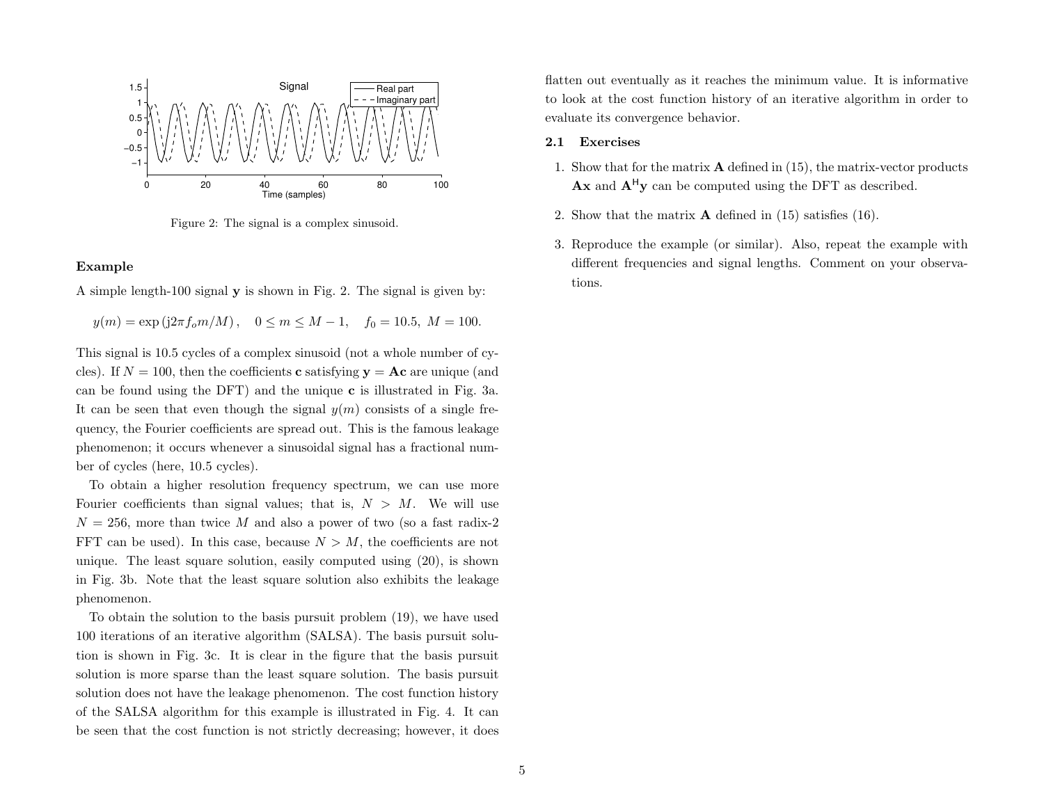Figure 2: The signal is a complex sinusoid.

### Example

A simple length-100 signal $\mathbf{y}$ is shown in Fig. 2. The signal is given by:

$$y(m) = \exp\left(\mathrm{j}2\pi f_o m/M\right), \quad 0 \le m \le M-1, \quad f_0 = 10.5,\ M = 100.$$

This signal is 10.5 cycles of a complex sinusoid (not a whole number of cycles). If $N = 100$, then the coefficients $\mathbf{c}$ satisfying $\mathbf{y} = \mathbf{Ac}$ are unique (and can be found using the DFT) and the unique $\mathbf{c}$ is illustrated in Fig. 3a. It can be seen that even though the signal $y(m)$ consists of a single frequency, the Fourier coefficients are spread out. This is the famous leakage phenomenon; it occurs whenever a sinusoidal signal has a fractional number of cycles (here, 10.5 cycles).

To obtain a higher resolution frequency spectrum, we can use more Fourier coefficients than signal values; that is, $N > M$. We will use $N = 256$, more than twice $M$ and also a power of two (so a fast radix-2 FFT can be used). In this case, because $N > M$, the coefficients are not unique. The least square solution, easily computed using (20), is shown in Fig. 3b. Note that the least square solution also exhibits the leakage phenomenon.

To obtain the solution to the basis pursuit problem (19), we have used 100 iterations of an iterative algorithm (SALSA). The basis pursuit solution is shown in Fig. 3c. It is clear in the figure that the basis pursuit solution is more sparse than the least square solution. The basis pursuit solution does not have the leakage phenomenon. The cost function history of the SALSA algorithm for this example is illustrated in Fig. 4. It can be seen that the cost function is not strictly decreasing; however, it does flatten out eventually as it reaches the minimum value. It is informative to look at the cost function history of an iterative algorithm in order to evaluate its convergence behavior.

## 2.1 Exercises

1. Show that for the matrix $\mathbf{A}$ defined in (15), the matrix-vector products $\mathbf{Ax}$ and $\mathbf{A}^{\mathsf{H}}\mathbf{y}$ can be computed using the DFT as described.
2. Show that the matrix $\mathbf{A}$ defined in (15) satisfies (16).
3. Reproduce the example (or similar). Also, repeat the example with different frequencies and signal lengths. Comment on your observations.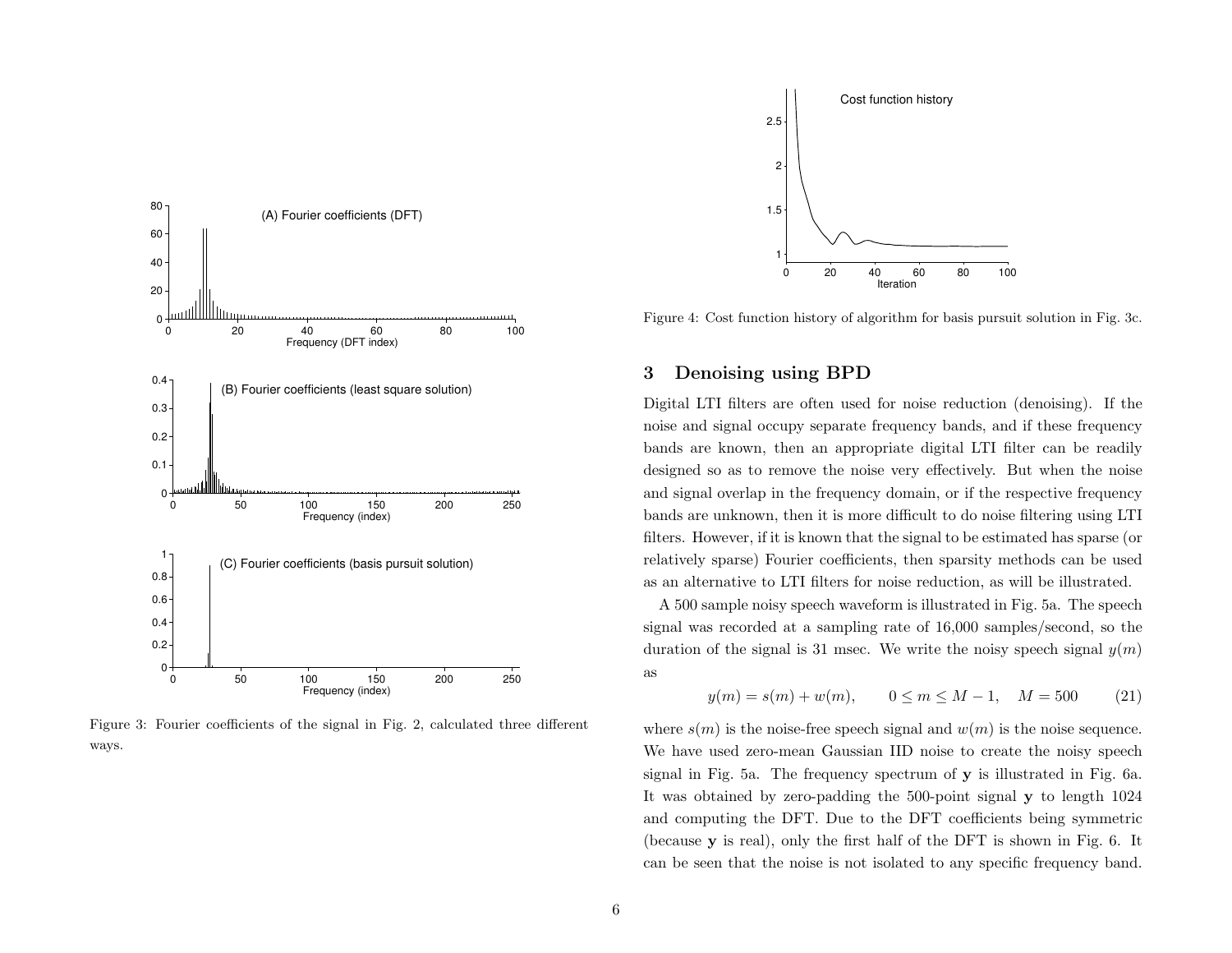Figure 3: Fourier coefficients of the signal in Fig. 2, calculated three different ways.

Figure 4: Cost function history of algorithm for basis pursuit solution in Fig. 3c.

## 3 Denoising using BPD

Digital LTI filters are often used for noise reduction (denoising). If the noise and signal occupy separate frequency bands, and if these frequency bands are known, then an appropriate digital LTI filter can be readily designed so as to remove the noise very effectively. But when the noise and signal overlap in the frequency domain, or if the respective frequency bands are unknown, then it is more difficult to do noise filtering using LTI filters. However, if it is known that the signal to be estimated has sparse (or relatively sparse) Fourier coefficients, then sparsity methods can be used as an alternative to LTI filters for noise reduction, as will be illustrated.

A 500 sample noisy speech waveform is illustrated in Fig. 5a. The speech signal was recorded at a sampling rate of 16,000 samples/second, so the duration of the signal is 31 msec. We write the noisy speech signal $y(m)$ as

$$y(m) = s(m) + w(m), \qquad 0 \le m \le M-1, \quad M = 500 \tag{21}$$

where $s(m)$ is the noise-free speech signal and $w(m)$ is the noise sequence. We have used zero-mean Gaussian IID noise to create the noisy speech signal in Fig. 5a. The frequency spectrum of $\mathbf{y}$ is illustrated in Fig. 6a. It was obtained by zero-padding the 500-point signal $\mathbf{y}$ to length 1024 and computing the DFT. Due to the DFT coefficients being symmetric (because $\mathbf{y}$ is real), only the first half of the DFT is shown in Fig. 6. It can be seen that the noise is not isolated to any specific frequency band.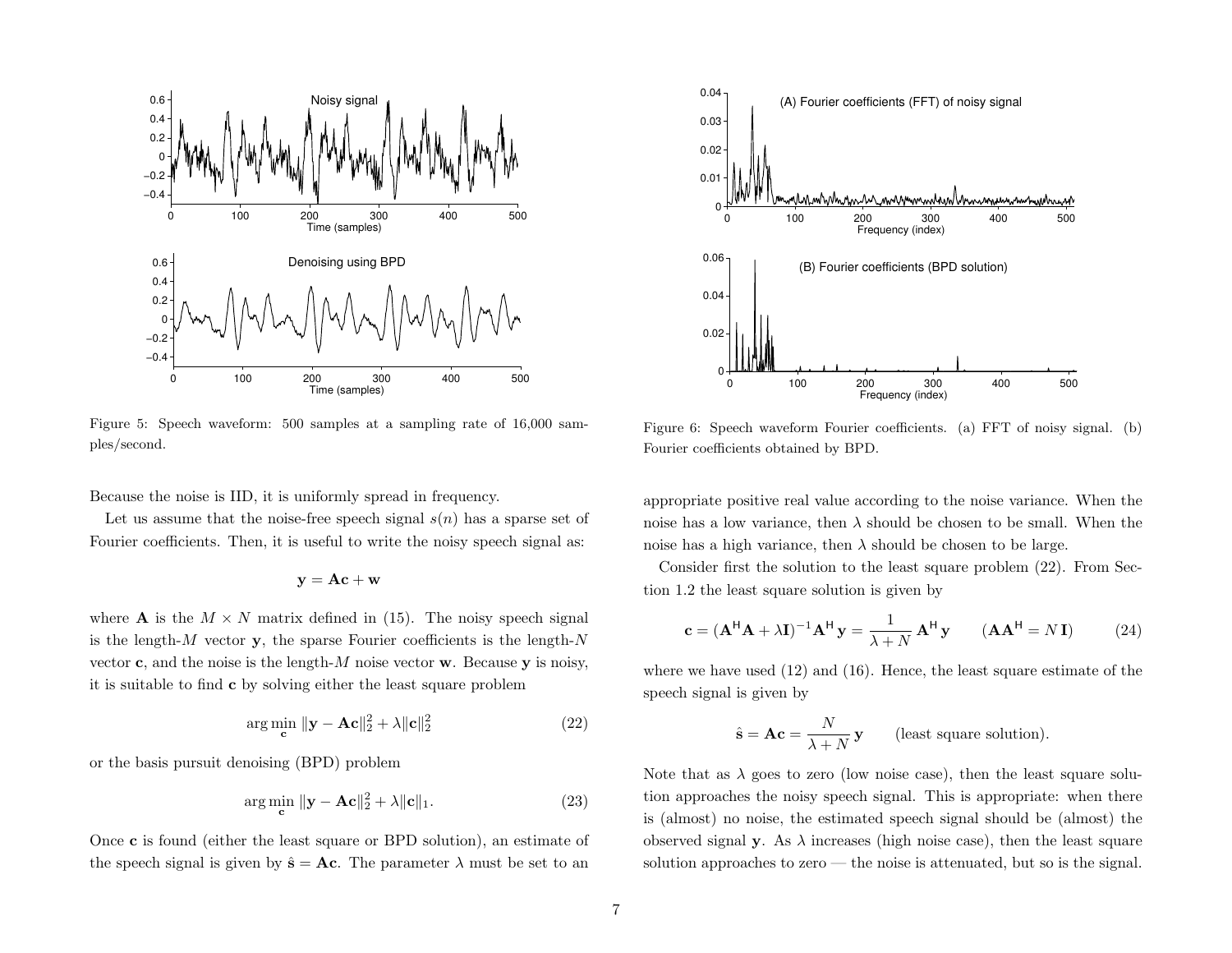Figure 5: Speech waveform: 500 samples at a sampling rate of 16,000 samples/second.

Figure 6: Speech waveform Fourier coefficients. (a) FFT of noisy signal. (b) Fourier coefficients obtained by BPD.

Because the noise is IID, it is uniformly spread in frequency.

Let us assume that the noise-free speech signal $s(n)$ has a sparse set of Fourier coefficients. Then, it is useful to write the noisy speech signal as:

$$\mathbf{y} = \mathbf{A}\mathbf{c} + \mathbf{w}$$

where $\mathbf{A}$ is the $M \times N$ matrix defined in (15). The noisy speech signal is the length-$M$ vector $\mathbf{y}$, the sparse Fourier coefficients is the length-$N$ vector $\mathbf{c}$, and the noise is the length-$M$ noise vector $\mathbf{w}$. Because $\mathbf{y}$ is noisy, it is suitable to find $\mathbf{c}$ by solving either the least square problem

$$\arg\min_{\mathbf{c}} \|\mathbf{y} - \mathbf{A}\mathbf{c}\|_2^2 + \lambda \|\mathbf{c}\|_2^2 \tag{22}$$

or the basis pursuit denoising (BPD) problem

$$\arg\min_{\mathbf{c}} \|\mathbf{y} - \mathbf{A}\mathbf{c}\|_2^2 + \lambda \|\mathbf{c}\|_1. \tag{23}$$

Once $\mathbf{c}$ is found (either the least square or BPD solution), an estimate of the speech signal is given by $\hat{\mathbf{s}} = \mathbf{A}\mathbf{c}$. The parameter $\lambda$ must be set to an appropriate positive real value according to the noise variance. When the noise has a low variance, then $\lambda$ should be chosen to be small. When the noise has a high variance, then $\lambda$ should be chosen to be large.

Consider first the solution to the least square problem (22). From Section 1.2 the least square solution is given by

$$\mathbf{c} = (\mathbf{A}^{\mathsf{H}}\mathbf{A} + \lambda \mathbf{I})^{-1} \mathbf{A}^{\mathsf{H}}\, \mathbf{y} = \frac{1}{\lambda + N}\, \mathbf{A}^{\mathsf{H}}\, \mathbf{y} \qquad (\mathbf{A}\mathbf{A}^{\mathsf{H}} = N\,\mathbf{I}) \tag{24}$$

where we have used (12) and (16). Hence, the least square estimate of the speech signal is given by

$$\hat{\mathbf{s}} = \mathbf{A}\mathbf{c} = \frac{N}{\lambda + N}\, \mathbf{y} \qquad \text{(least square solution).}$$

Note that as $\lambda$ goes to zero (low noise case), then the least square solution approaches the noisy speech signal. This is appropriate: when there is (almost) no noise, the estimated speech signal should be (almost) the observed signal $\mathbf{y}$. As $\lambda$ increases (high noise case), then the least square solution approaches to zero — the noise is attenuated, but so is the signal.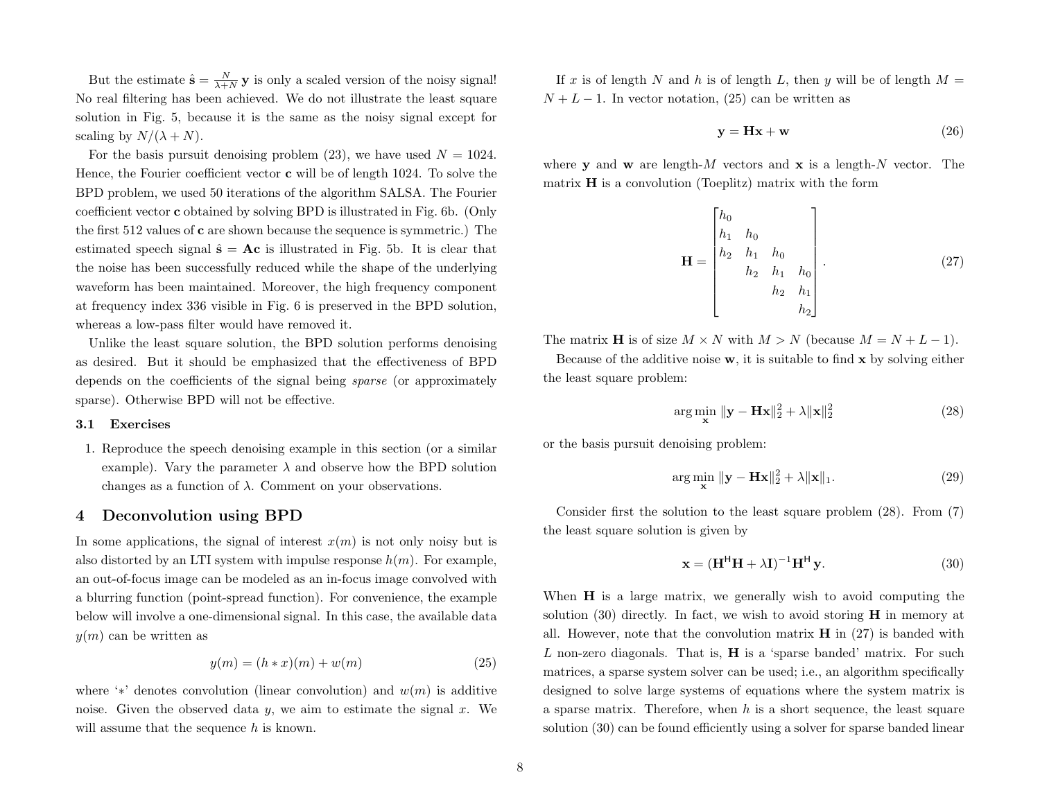But the estimate $\hat{\mathbf{s}} = \frac{N}{\lambda+N}\,\mathbf{y}$ is only a scaled version of the noisy signal! No real filtering has been achieved. We do not illustrate the least square solution in Fig. 5, because it is the same as the noisy signal except for scaling by $N/(\lambda + N)$.

For the basis pursuit denoising problem (23), we have used $N = 1024$. Hence, the Fourier coefficient vector $\mathbf{c}$ will be of length 1024. To solve the BPD problem, we used 50 iterations of the algorithm SALSA. The Fourier coefficient vector $\mathbf{c}$ obtained by solving BPD is illustrated in Fig. 6b. (Only the first 512 values of $\mathbf{c}$ are shown because the sequence is symmetric.) The estimated speech signal $\hat{\mathbf{s}} = \mathbf{A}\mathbf{c}$ is illustrated in Fig. 5b. It is clear that the noise has been successfully reduced while the shape of the underlying waveform has been maintained. Moreover, the high frequency component at frequency index 336 visible in Fig. 6 is preserved in the BPD solution, whereas a low-pass filter would have removed it.

Unlike the least square solution, the BPD solution performs denoising as desired. But it should be emphasized that the effectiveness of BPD depends on the coefficients of the signal being *sparse* (or approximately sparse). Otherwise BPD will not be effective.

### 3.1 Exercises

1. Reproduce the speech denoising example in this section (or a similar example). Vary the parameter $\lambda$ and observe how the BPD solution changes as a function of $\lambda$. Comment on your observations.

## 4 Deconvolution using BPD

In some applications, the signal of interest $x(m)$ is not only noisy but is also distorted by an LTI system with impulse response $h(m)$. For example, an out-of-focus image can be modeled as an in-focus image convolved with a blurring function (point-spread function). For convenience, the example below will involve a one-dimensional signal. In this case, the available data $y(m)$ can be written as

$$y(m) = (h * x)(m) + w(m) \tag{25}$$

where '*' denotes convolution (linear convolution) and $w(m)$ is additive noise. Given the observed data $y$, we aim to estimate the signal $x$. We will assume that the sequence $h$ is known.

If $x$ is of length $N$ and $h$ is of length $L$, then $y$ will be of length $M = N + L - 1$. In vector notation, (25) can be written as

$$\mathbf{y} = \mathbf{H}\mathbf{x} + \mathbf{w} \tag{26}$$

where $\mathbf{y}$ and $\mathbf{w}$ are length-$M$ vectors and $\mathbf{x}$ is a length-$N$ vector. The matrix $\mathbf{H}$ is a convolution (Toeplitz) matrix with the form

$$\mathbf{H} = \begin{bmatrix} h_0 & & & \\ h_1 & h_0 & & \\ h_2 & h_1 & h_0 & \\ & h_2 & h_1 & h_0 \\ & & h_2 & h_1 \\ & & & h_2 \end{bmatrix}. \tag{27}$$

The matrix $\mathbf{H}$ is of size $M \times N$ with $M > N$ (because $M = N + L - 1$).

Because of the additive noise $\mathbf{w}$, it is suitable to find $\mathbf{x}$ by solving either the least square problem:

$$\arg\min_{\mathbf{x}} \|\mathbf{y} - \mathbf{H}\mathbf{x}\|_2^2 + \lambda\|\mathbf{x}\|_2^2 \tag{28}$$

or the basis pursuit denoising problem:

$$\arg\min_{\mathbf{x}} \|\mathbf{y} - \mathbf{H}\mathbf{x}\|_2^2 + \lambda\|\mathbf{x}\|_1. \tag{29}$$

Consider first the solution to the least square problem (28). From (7) the least square solution is given by

$$\mathbf{x} = (\mathbf{H}^{\mathsf{H}}\mathbf{H} + \lambda\mathbf{I})^{-1}\mathbf{H}^{\mathsf{H}}\,\mathbf{y}. \tag{30}$$

When $\mathbf{H}$ is a large matrix, we generally wish to avoid computing the solution (30) directly. In fact, we wish to avoid storing $\mathbf{H}$ in memory at all. However, note that the convolution matrix $\mathbf{H}$ in (27) is banded with $L$ non-zero diagonals. That is, $\mathbf{H}$ is a 'sparse banded' matrix. For such matrices, a sparse system solver can be used; i.e., an algorithm specifically designed to solve large systems of equations where the system matrix is a sparse matrix. Therefore, when $h$ is a short sequence, the least square solution (30) can be found efficiently using a solver for sparse banded linear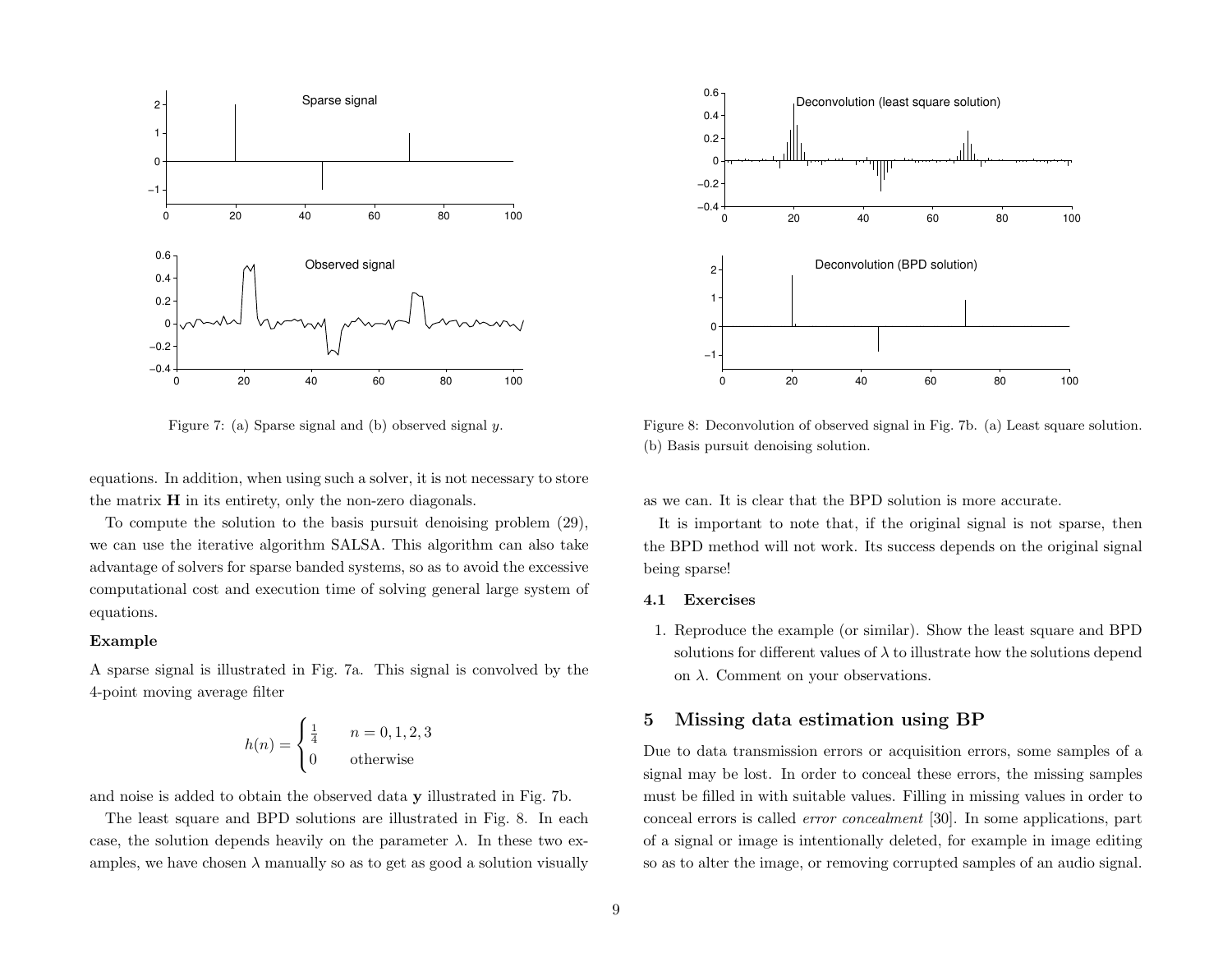Figure 7: (a) Sparse signal and (b) observed signal $y$.

Figure 8: Deconvolution of observed signal in Fig. 7b. (a) Least square solution. (b) Basis pursuit denoising solution.

equations. In addition, when using such a solver, it is not necessary to store the matrix $\mathbf{H}$ in its entirety, only the non-zero diagonals.

To compute the solution to the basis pursuit denoising problem (29), we can use the iterative algorithm SALSA. This algorithm can also take advantage of solvers for sparse banded systems, so as to avoid the excessive computational cost and execution time of solving general large system of equations.

**Example**

A sparse signal is illustrated in Fig. 7a. This signal is convolved by the 4-point moving average filter

$$h(n) = \begin{cases} \frac{1}{4} & n = 0, 1, 2, 3 \\ 0 & \text{otherwise} \end{cases}$$

and noise is added to obtain the observed data $\mathbf{y}$ illustrated in Fig. 7b.

The least square and BPD solutions are illustrated in Fig. 8. In each case, the solution depends heavily on the parameter $\lambda$. In these two examples, we have chosen $\lambda$ manually so as to get as good a solution visually as we can. It is clear that the BPD solution is more accurate.

It is important to note that, if the original signal is not sparse, then the BPD method will not work. Its success depends on the original signal being sparse!

### 4.1 Exercises

1. Reproduce the example (or similar). Show the least square and BPD solutions for different values of $\lambda$ to illustrate how the solutions depend on $\lambda$. Comment on your observations.

## 5 Missing data estimation using BP

Due to data transmission errors or acquisition errors, some samples of a signal may be lost. In order to conceal these errors, the missing samples must be filled in with suitable values. Filling in missing values in order to conceal errors is called *error concealment* [30]. In some applications, part of a signal or image is intentionally deleted, for example in image editing so as to alter the image, or removing corrupted samples of an audio signal.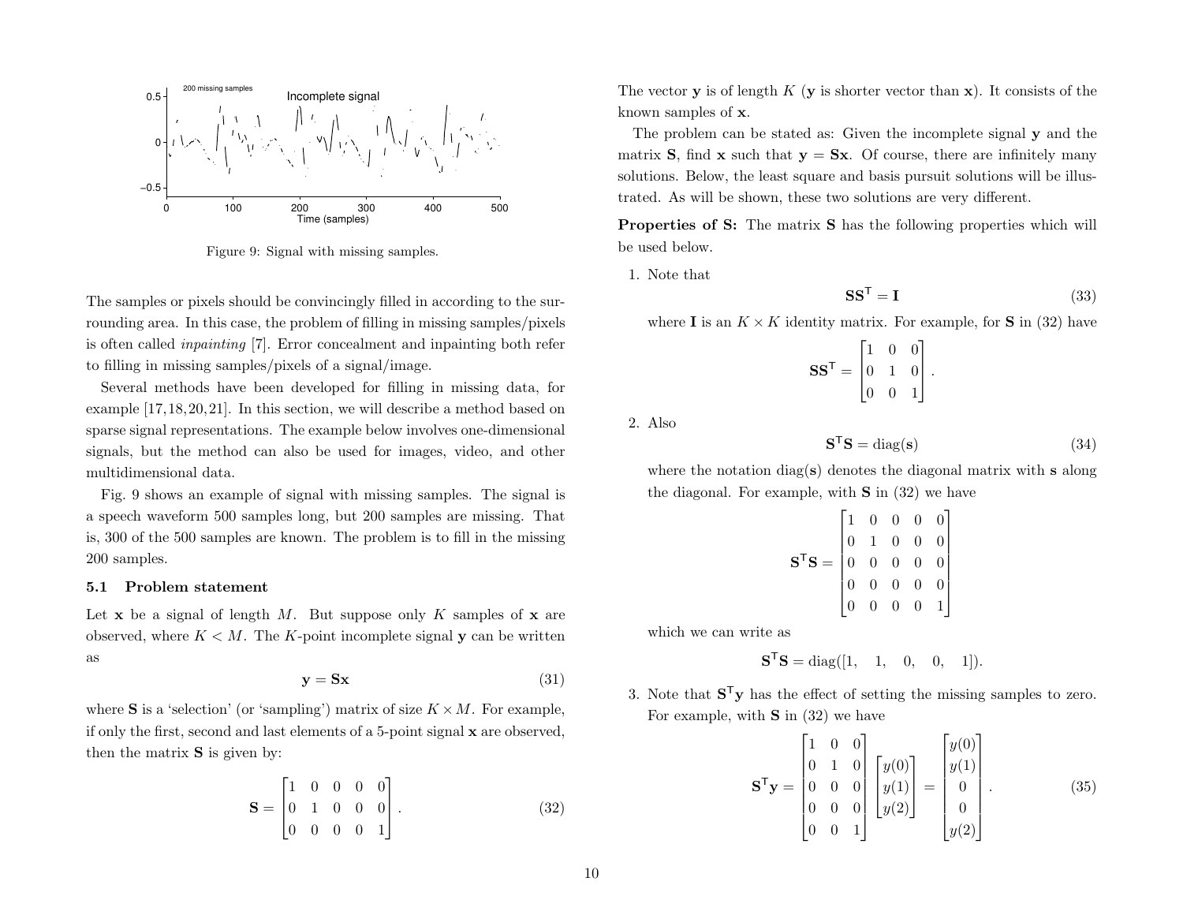Figure 9: Signal with missing samples.

The samples or pixels should be convincingly filled in according to the surrounding area. In this case, the problem of filling in missing samples/pixels is often called *inpainting* [7]. Error concealment and inpainting both refer to filling in missing samples/pixels of a signal/image.

Several methods have been developed for filling in missing data, for example [17,18,20,21]. In this section, we will describe a method based on sparse signal representations. The example below involves one-dimensional signals, but the method can also be used for images, video, and other multidimensional data.

Fig. 9 shows an example of signal with missing samples. The signal is a speech waveform 500 samples long, but 200 samples are missing. That is, 300 of the 500 samples are known. The problem is to fill in the missing 200 samples.

### 5.1 Problem statement

Let $\mathbf{x}$ be a signal of length $M$. But suppose only $K$ samples of $\mathbf{x}$ are observed, where $K < M$. The $K$-point incomplete signal $\mathbf{y}$ can be written as

$$\mathbf{y} = \mathbf{S}\mathbf{x} \tag{31}$$

where $\mathbf{S}$ is a 'selection' (or 'sampling') matrix of size $K \times M$. For example, if only the first, second and last elements of a 5-point signal $\mathbf{x}$ are observed, then the matrix $\mathbf{S}$ is given by:

$$\mathbf{S} = \begin{bmatrix} 1 & 0 & 0 & 0 & 0 \\ 0 & 1 & 0 & 0 & 0 \\ 0 & 0 & 0 & 0 & 1 \end{bmatrix}. \tag{32}$$

The vector $\mathbf{y}$ is of length $K$ ($\mathbf{y}$ is shorter vector than $\mathbf{x}$). It consists of the known samples of $\mathbf{x}$.

The problem can be stated as: Given the incomplete signal $\mathbf{y}$ and the matrix $\mathbf{S}$, find $\mathbf{x}$ such that $\mathbf{y} = \mathbf{S}\mathbf{x}$. Of course, there are infinitely many solutions. Below, the least square and basis pursuit solutions will be illustrated. As will be shown, these two solutions are very different.

**Properties of S:** The matrix $\mathbf{S}$ has the following properties which will be used below.

1. Note that

   $$\mathbf{S}\mathbf{S}^{\mathsf{T}} = \mathbf{I} \tag{33}$$

   where $\mathbf{I}$ is an $K \times K$ identity matrix. For example, for $\mathbf{S}$ in (32) have

   $$\mathbf{S}\mathbf{S}^{\mathsf{T}} = \begin{bmatrix} 1 & 0 & 0 \\ 0 & 1 & 0 \\ 0 & 0 & 1 \end{bmatrix}.$$

2. Also

   $$\mathbf{S}^{\mathsf{T}}\mathbf{S} = \mathrm{diag}(\mathbf{s}) \tag{34}$$

   where the notation $\mathrm{diag}(\mathbf{s})$ denotes the diagonal matrix with $\mathbf{s}$ along the diagonal. For example, with $\mathbf{S}$ in (32) we have

   $$\mathbf{S}^{\mathsf{T}}\mathbf{S} = \begin{bmatrix} 1 & 0 & 0 & 0 & 0 \\ 0 & 1 & 0 & 0 & 0 \\ 0 & 0 & 0 & 0 & 0 \\ 0 & 0 & 0 & 0 & 0 \\ 0 & 0 & 0 & 0 & 1 \end{bmatrix}$$

   which we can write as

   $$\mathbf{S}^{\mathsf{T}}\mathbf{S} = \mathrm{diag}([1, \quad 1, \quad 0, \quad 0, \quad 1]).$$

3. Note that $\mathbf{S}^{\mathsf{T}}\mathbf{y}$ has the effect of setting the missing samples to zero. For example, with $\mathbf{S}$ in (32) we have

   $$\mathbf{S}^{\mathsf{T}}\mathbf{y} = \begin{bmatrix} 1 & 0 & 0 \\ 0 & 1 & 0 \\ 0 & 0 & 0 \\ 0 & 0 & 0 \\ 0 & 0 & 1 \end{bmatrix} \begin{bmatrix} y(0) \\ y(1) \\ y(2) \end{bmatrix} = \begin{bmatrix} y(0) \\ y(1) \\ 0 \\ 0 \\ y(2) \end{bmatrix}. \tag{35}$$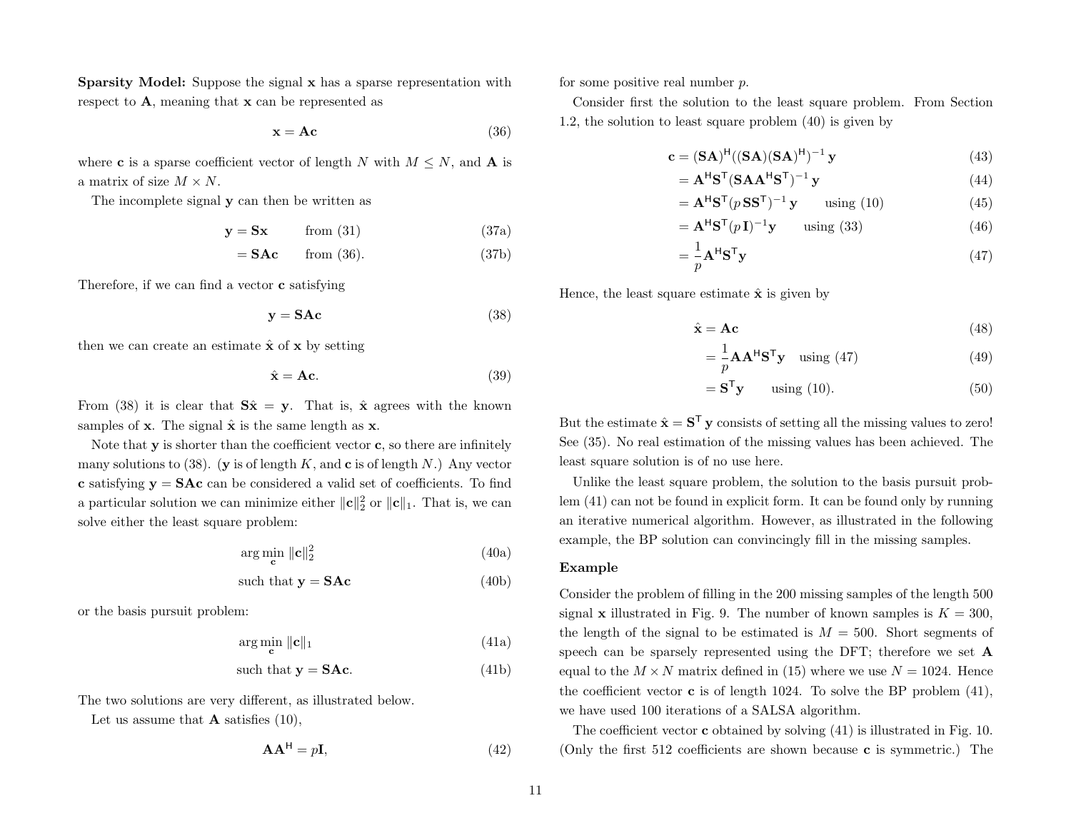**Sparsity Model:** Suppose the signal $\mathbf{x}$ has a sparse representation with respect to $\mathbf{A}$, meaning that $\mathbf{x}$ can be represented as

$$\mathbf{x} = \mathbf{A}\mathbf{c} \tag{36}$$

where $\mathbf{c}$ is a sparse coefficient vector of length $N$ with $M \leq N$, and $\mathbf{A}$ is a matrix of size $M \times N$.

The incomplete signal $\mathbf{y}$ can then be written as

$$\begin{aligned} \mathbf{y} &= \mathbf{S}\mathbf{x} \qquad \text{from (31)} && \text{(37a)} \\ &= \mathbf{S}\mathbf{A}\mathbf{c} \qquad \text{from (36).} && \text{(37b)} \end{aligned}$$

Therefore, if we can find a vector $\mathbf{c}$ satisfying

$$\mathbf{y} = \mathbf{S}\mathbf{A}\mathbf{c} \tag{38}$$

then we can create an estimate $\hat{\mathbf{x}}$ of $\mathbf{x}$ by setting

$$\hat{\mathbf{x}} = \mathbf{A}\mathbf{c}. \tag{39}$$

From (38) it is clear that $\mathbf{S}\hat{\mathbf{x}} = \mathbf{y}$. That is, $\hat{\mathbf{x}}$ agrees with the known samples of $\mathbf{x}$. The signal $\hat{\mathbf{x}}$ is the same length as $\mathbf{x}$.

Note that $\mathbf{y}$ is shorter than the coefficient vector $\mathbf{c}$, so there are infinitely many solutions to (38). ($\mathbf{y}$ is of length $K$, and $\mathbf{c}$ is of length $N$.) Any vector $\mathbf{c}$ satisfying $\mathbf{y} = \mathbf{S}\mathbf{A}\mathbf{c}$ can be considered a valid set of coefficients. To find a particular solution we can minimize either $\|\mathbf{c}\|_2^2$ or $\|\mathbf{c}\|_1$. That is, we can solve either the least square problem:

$$\begin{aligned} &\arg\min_{\mathbf{c}} \|\mathbf{c}\|_2^2 && \text{(40a)} \\ &\text{such that } \mathbf{y} = \mathbf{S}\mathbf{A}\mathbf{c} && \text{(40b)} \end{aligned}$$

or the basis pursuit problem:

$$\begin{aligned} &\arg\min_{\mathbf{c}} \|\mathbf{c}\|_1 && \text{(41a)} \\ &\text{such that } \mathbf{y} = \mathbf{S}\mathbf{A}\mathbf{c}. && \text{(41b)} \end{aligned}$$

The two solutions are very different, as illustrated below.

Let us assume that $\mathbf{A}$ satisfies (10),

$$\mathbf{A}\mathbf{A}^{\mathsf{H}} = p\mathbf{I}, \tag{42}$$

for some positive real number $p$.

Consider first the solution to the least square problem. From Section 1.2, the solution to least square problem (40) is given by

$$\begin{aligned} \mathbf{c} &= (\mathbf{S}\mathbf{A})^{\mathsf{H}}((\mathbf{S}\mathbf{A})(\mathbf{S}\mathbf{A})^{\mathsf{H}})^{-1}\,\mathbf{y} && (43) \\ &= \mathbf{A}^{\mathsf{H}}\mathbf{S}^{\mathsf{T}}(\mathbf{S}\mathbf{A}\mathbf{A}^{\mathsf{H}}\mathbf{S}^{\mathsf{T}})^{-1}\,\mathbf{y} && (44) \\ &= \mathbf{A}^{\mathsf{H}}\mathbf{S}^{\mathsf{T}}(p\,\mathbf{S}\mathbf{S}^{\mathsf{T}})^{-1}\,\mathbf{y} \qquad \text{using (10)} && (45) \\ &= \mathbf{A}^{\mathsf{H}}\mathbf{S}^{\mathsf{T}}(p\,\mathbf{I})^{-1}\mathbf{y} \qquad \text{using (33)} && (46) \\ &= \frac{1}{p}\mathbf{A}^{\mathsf{H}}\mathbf{S}^{\mathsf{T}}\mathbf{y} && (47) \end{aligned}$$

Hence, the least square estimate $\hat{\mathbf{x}}$ is given by

$$\begin{aligned} \hat{\mathbf{x}} &= \mathbf{A}\mathbf{c} && (48) \\ &= \frac{1}{p}\mathbf{A}\mathbf{A}^{\mathsf{H}}\mathbf{S}^{\mathsf{T}}\mathbf{y} \quad \text{using (47)} && (49) \\ &= \mathbf{S}^{\mathsf{T}}\mathbf{y} \qquad \text{using (10).} && (50) \end{aligned}$$

But the estimate $\hat{\mathbf{x}} = \mathbf{S}^{\mathsf{T}}\,\mathbf{y}$ consists of setting all the missing values to zero! See (35). No real estimation of the missing values has been achieved. The least square solution is of no use here.

Unlike the least square problem, the solution to the basis pursuit problem (41) can not be found in explicit form. It can be found only by running an iterative numerical algorithm. However, as illustrated in the following example, the BP solution can convincingly fill in the missing samples.

### Example

Consider the problem of filling in the 200 missing samples of the length 500 signal $\mathbf{x}$ illustrated in Fig. 9. The number of known samples is $K = 300$, the length of the signal to be estimated is $M = 500$. Short segments of speech can be sparsely represented using the DFT; therefore we set $\mathbf{A}$ equal to the $M \times N$ matrix defined in (15) where we use $N = 1024$. Hence the coefficient vector $\mathbf{c}$ is of length 1024. To solve the BP problem (41), we have used 100 iterations of a SALSA algorithm.

The coefficient vector $\mathbf{c}$ obtained by solving (41) is illustrated in Fig. 10. (Only the first 512 coefficients are shown because $\mathbf{c}$ is symmetric.) The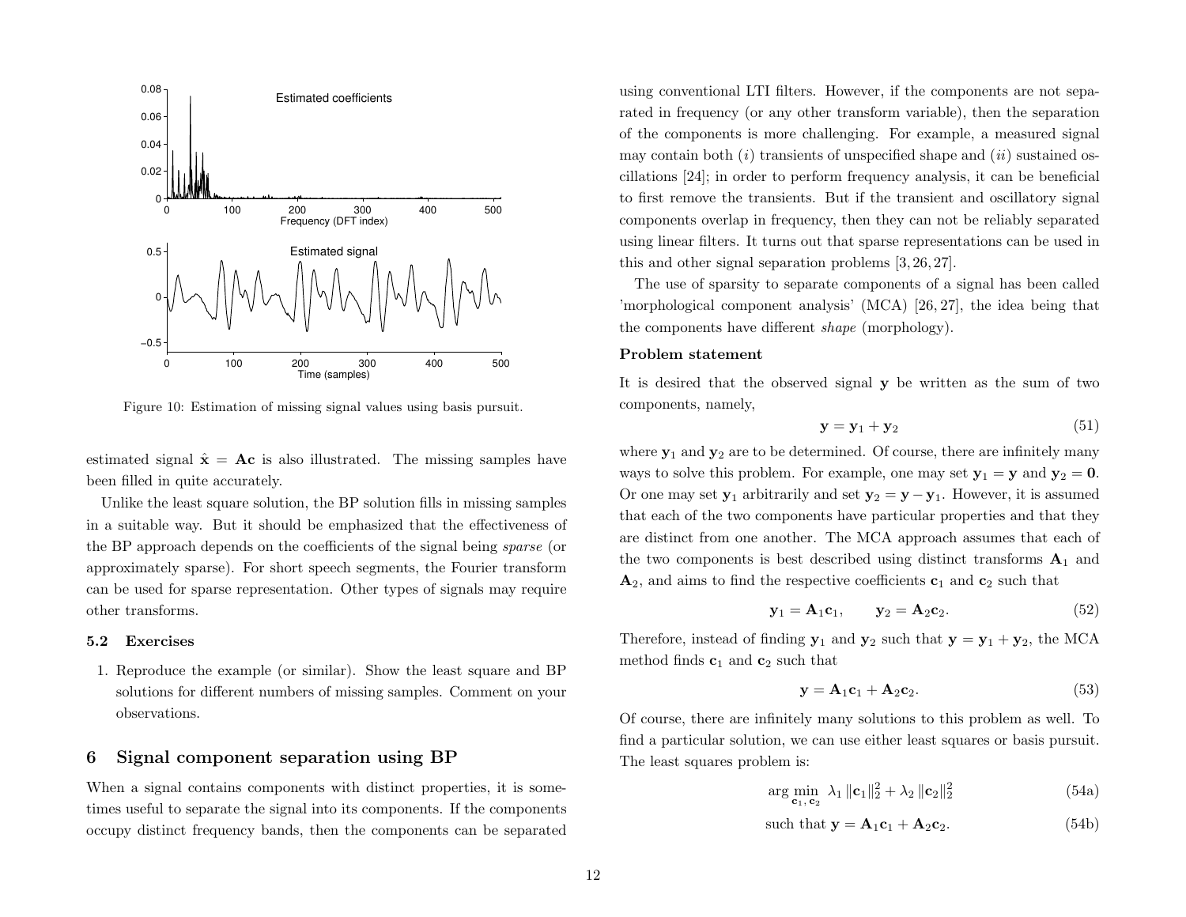Figure 10: Estimation of missing signal values using basis pursuit.

estimated signal $\hat{\mathbf{x}} = \mathbf{A}\mathbf{c}$ is also illustrated. The missing samples have been filled in quite accurately.

Unlike the least square solution, the BP solution fills in missing samples in a suitable way. But it should be emphasized that the effectiveness of the BP approach depends on the coefficients of the signal being *sparse* (or approximately sparse). For short speech segments, the Fourier transform can be used for sparse representation. Other types of signals may require other transforms.

### 5.2 Exercises

1. Reproduce the example (or similar). Show the least square and BP solutions for different numbers of missing samples. Comment on your observations.

## 6 Signal component separation using BP

When a signal contains components with distinct properties, it is sometimes useful to separate the signal into its components. If the components occupy distinct frequency bands, then the components can be separated using conventional LTI filters. However, if the components are not separated in frequency (or any other transform variable), then the separation of the components is more challenging. For example, a measured signal may contain both (*i*) transients of unspecified shape and (*ii*) sustained oscillations [24]; in order to perform frequency analysis, it can be beneficial to first remove the transients. But if the transient and oscillatory signal components overlap in frequency, then they can not be reliably separated using linear filters. It turns out that sparse representations can be used in this and other signal separation problems [3, 26, 27].

The use of sparsity to separate components of a signal has been called 'morphological component analysis' (MCA) [26, 27], the idea being that the components have different *shape* (morphology).

**Problem statement**

It is desired that the observed signal $\mathbf{y}$ be written as the sum of two components, namely,

$$\mathbf{y} = \mathbf{y}_1 + \mathbf{y}_2 \tag{51}$$

where $\mathbf{y}_1$ and $\mathbf{y}_2$ are to be determined. Of course, there are infinitely many ways to solve this problem. For example, one may set $\mathbf{y}_1 = \mathbf{y}$ and $\mathbf{y}_2 = \mathbf{0}$. Or one may set $\mathbf{y}_1$ arbitrarily and set $\mathbf{y}_2 = \mathbf{y} - \mathbf{y}_1$. However, it is assumed that each of the two components have particular properties and that they are distinct from one another. The MCA approach assumes that each of the two components is best described using distinct transforms $\mathbf{A}_1$ and $\mathbf{A}_2$, and aims to find the respective coefficients $\mathbf{c}_1$ and $\mathbf{c}_2$ such that

$$\mathbf{y}_1 = \mathbf{A}_1\mathbf{c}_1, \qquad \mathbf{y}_2 = \mathbf{A}_2\mathbf{c}_2. \tag{52}$$

Therefore, instead of finding $\mathbf{y}_1$ and $\mathbf{y}_2$ such that $\mathbf{y} = \mathbf{y}_1 + \mathbf{y}_2$, the MCA method finds $\mathbf{c}_1$ and $\mathbf{c}_2$ such that

$$\mathbf{y} = \mathbf{A}_1\mathbf{c}_1 + \mathbf{A}_2\mathbf{c}_2. \tag{53}$$

Of course, there are infinitely many solutions to this problem as well. To find a particular solution, we can use either least squares or basis pursuit. The least squares problem is:

$$\arg\min_{\mathbf{c}_1,\,\mathbf{c}_2} \; \lambda_1 \|\mathbf{c}_1\|_2^2 + \lambda_2 \|\mathbf{c}_2\|_2^2 \tag{54a}$$

$$\text{such that } \mathbf{y} = \mathbf{A}_1\mathbf{c}_1 + \mathbf{A}_2\mathbf{c}_2. \tag{54b}$$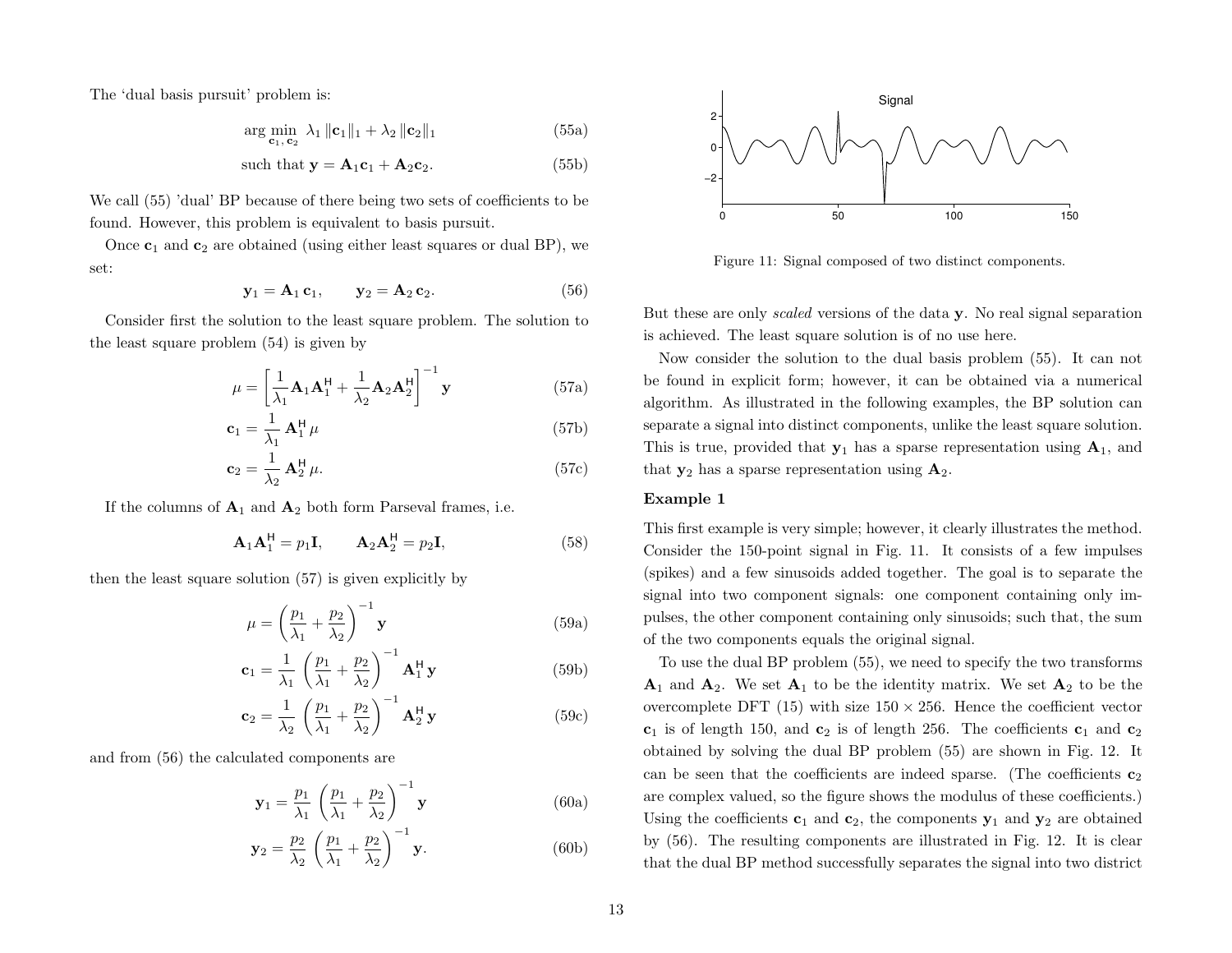The 'dual basis pursuit' problem is:

$$\arg\min_{\mathbf{c}_1,\,\mathbf{c}_2} \; \lambda_1 \|\mathbf{c}_1\|_1 + \lambda_2 \|\mathbf{c}_2\|_1 \tag{55a}$$

$$\text{such that } \mathbf{y} = \mathbf{A}_1\mathbf{c}_1 + \mathbf{A}_2\mathbf{c}_2. \tag{55b}$$

We call (55) 'dual' BP because of there being two sets of coefficients to be found. However, this problem is equivalent to basis pursuit.

Once $\mathbf{c}_1$ and $\mathbf{c}_2$ are obtained (using either least squares or dual BP), we set:

$$\mathbf{y}_1 = \mathbf{A}_1\,\mathbf{c}_1, \qquad \mathbf{y}_2 = \mathbf{A}_2\,\mathbf{c}_2. \tag{56}$$

Consider first the solution to the least square problem. The solution to the least square problem (54) is given by

$$\mu = \left[\frac{1}{\lambda_1}\mathbf{A}_1\mathbf{A}_1^{\mathsf{H}} + \frac{1}{\lambda_2}\mathbf{A}_2\mathbf{A}_2^{\mathsf{H}}\right]^{-1}\mathbf{y} \tag{57a}$$

$$\mathbf{c}_1 = \frac{1}{\lambda_1}\,\mathbf{A}_1^{\mathsf{H}}\,\mu \tag{57b}$$

$$\mathbf{c}_2 = \frac{1}{\lambda_2}\,\mathbf{A}_2^{\mathsf{H}}\,\mu. \tag{57c}$$

If the columns of $\mathbf{A}_1$ and $\mathbf{A}_2$ both form Parseval frames, i.e.

$$\mathbf{A}_1\mathbf{A}_1^{\mathsf{H}} = p_1\mathbf{I}, \qquad \mathbf{A}_2\mathbf{A}_2^{\mathsf{H}} = p_2\mathbf{I}, \tag{58}$$

then the least square solution (57) is given explicitly by

$$\mu = \left(\frac{p_1}{\lambda_1} + \frac{p_2}{\lambda_2}\right)^{-1}\mathbf{y} \tag{59a}$$

$$\mathbf{c}_1 = \frac{1}{\lambda_1}\left(\frac{p_1}{\lambda_1} + \frac{p_2}{\lambda_2}\right)^{-1}\mathbf{A}_1^{\mathsf{H}}\,\mathbf{y} \tag{59b}$$

$$\mathbf{c}_2 = \frac{1}{\lambda_2}\left(\frac{p_1}{\lambda_1} + \frac{p_2}{\lambda_2}\right)^{-1}\mathbf{A}_2^{\mathsf{H}}\,\mathbf{y} \tag{59c}$$

and from (56) the calculated components are

$$\mathbf{y}_1 = \frac{p_1}{\lambda_1}\left(\frac{p_1}{\lambda_1} + \frac{p_2}{\lambda_2}\right)^{-1}\mathbf{y} \tag{60a}$$

$$\mathbf{y}_2 = \frac{p_2}{\lambda_2}\left(\frac{p_1}{\lambda_1} + \frac{p_2}{\lambda_2}\right)^{-1}\mathbf{y}. \tag{60b}$$

Figure 11: Signal composed of two distinct components.

But these are only *scaled* versions of the data $\mathbf{y}$. No real signal separation is achieved. The least square solution is of no use here.

Now consider the solution to the dual basis problem (55). It can not be found in explicit form; however, it can be obtained via a numerical algorithm. As illustrated in the following examples, the BP solution can separate a signal into distinct components, unlike the least square solution. This is true, provided that $\mathbf{y}_1$ has a sparse representation using $\mathbf{A}_1$, and that $\mathbf{y}_2$ has a sparse representation using $\mathbf{A}_2$.

**Example 1**

This first example is very simple; however, it clearly illustrates the method. Consider the 150-point signal in Fig. 11. It consists of a few impulses (spikes) and a few sinusoids added together. The goal is to separate the signal into two component signals: one component containing only impulses, the other component containing only sinusoids; such that, the sum of the two components equals the original signal.

To use the dual BP problem (55), we need to specify the two transforms $\mathbf{A}_1$ and $\mathbf{A}_2$. We set $\mathbf{A}_1$ to be the identity matrix. We set $\mathbf{A}_2$ to be the overcomplete DFT (15) with size $150 \times 256$. Hence the coefficient vector $\mathbf{c}_1$ is of length 150, and $\mathbf{c}_2$ is of length 256. The coefficients $\mathbf{c}_1$ and $\mathbf{c}_2$ obtained by solving the dual BP problem (55) are shown in Fig. 12. It can be seen that the coefficients are indeed sparse. (The coefficients $\mathbf{c}_2$ are complex valued, so the figure shows the modulus of these coefficients.) Using the coefficients $\mathbf{c}_1$ and $\mathbf{c}_2$, the components $\mathbf{y}_1$ and $\mathbf{y}_2$ are obtained by (56). The resulting components are illustrated in Fig. 12. It is clear that the dual BP method successfully separates the signal into two district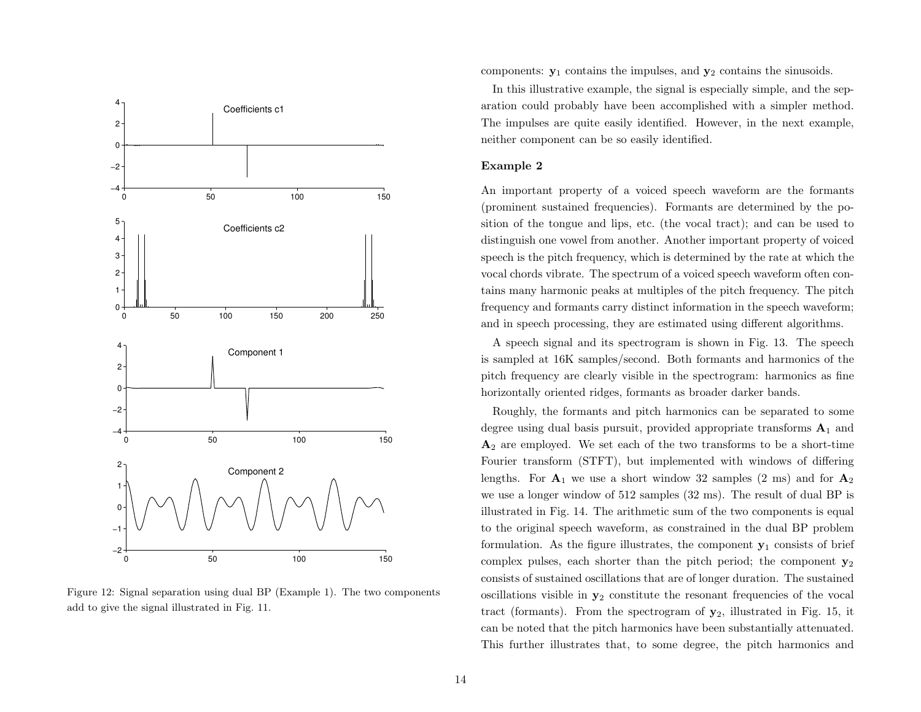Figure 12: Signal separation using dual BP (Example 1). The two components add to give the signal illustrated in Fig. 11.

components: $\mathbf{y}_1$ contains the impulses, and $\mathbf{y}_2$ contains the sinusoids.

In this illustrative example, the signal is especially simple, and the separation could probably have been accomplished with a simpler method. The impulses are quite easily identified. However, in the next example, neither component can be so easily identified.

### Example 2

An important property of a voiced speech waveform are the formants (prominent sustained frequencies). Formants are determined by the position of the tongue and lips, etc. (the vocal tract); and can be used to distinguish one vowel from another. Another important property of voiced speech is the pitch frequency, which is determined by the rate at which the vocal chords vibrate. The spectrum of a voiced speech waveform often contains many harmonic peaks at multiples of the pitch frequency. The pitch frequency and formants carry distinct information in the speech waveform; and in speech processing, they are estimated using different algorithms.

A speech signal and its spectrogram is shown in Fig. 13. The speech is sampled at 16K samples/second. Both formants and harmonics of the pitch frequency are clearly visible in the spectrogram: harmonics as fine horizontally oriented ridges, formants as broader darker bands.

Roughly, the formants and pitch harmonics can be separated to some degree using dual basis pursuit, provided appropriate transforms $\mathbf{A}_1$ and $\mathbf{A}_2$ are employed. We set each of the two transforms to be a short-time Fourier transform (STFT), but implemented with windows of differing lengths. For $\mathbf{A}_1$ we use a short window 32 samples (2 ms) and for $\mathbf{A}_2$ we use a longer window of 512 samples (32 ms). The result of dual BP is illustrated in Fig. 14. The arithmetic sum of the two components is equal to the original speech waveform, as constrained in the dual BP problem formulation. As the figure illustrates, the component $\mathbf{y}_1$ consists of brief complex pulses, each shorter than the pitch period; the component $\mathbf{y}_2$ consists of sustained oscillations that are of longer duration. The sustained oscillations visible in $\mathbf{y}_2$ constitute the resonant frequencies of the vocal tract (formants). From the spectrogram of $\mathbf{y}_2$, illustrated in Fig. 15, it can be noted that the pitch harmonics have been substantially attenuated. This further illustrates that, to some degree, the pitch harmonics and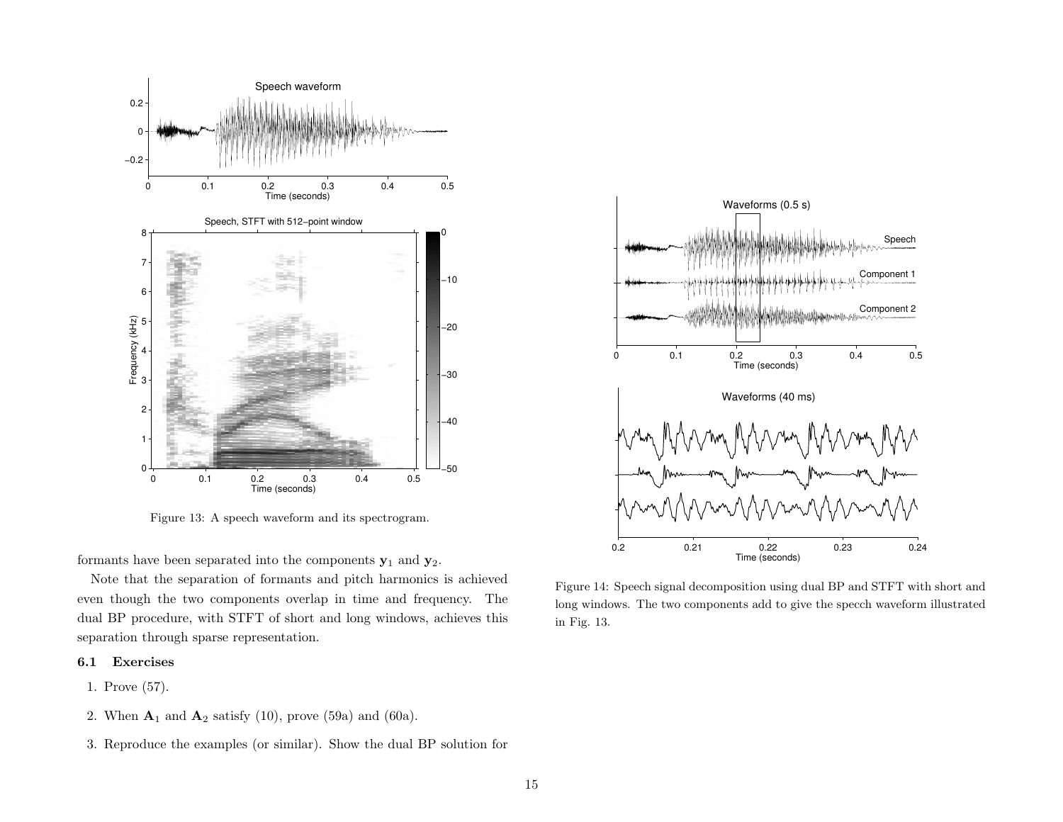Figure 13: A speech waveform and its spectrogram.

Figure 14: Speech signal decomposition using dual BP and STFT with short and long windows. The two components add to give the specch waveform illustrated in Fig. 13.

formants have been separated into the components $\mathbf{y}_1$ and $\mathbf{y}_2$.

Note that the separation of formants and pitch harmonics is achieved even though the two components overlap in time and frequency. The dual BP procedure, with STFT of short and long windows, achieves this separation through sparse representation.

### 6.1 Exercises

1. Prove (57).

2. When $\mathbf{A}_1$ and $\mathbf{A}_2$ satisfy (10), prove (59a) and (60a).

3. Reproduce the examples (or similar). Show the dual BP solution for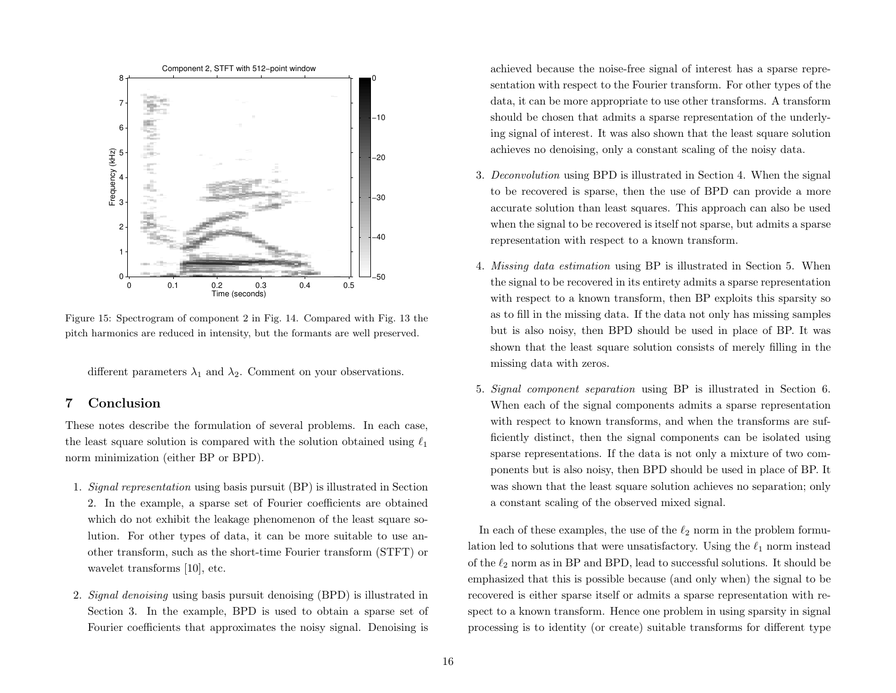Figure 15: Spectrogram of component 2 in Fig. 14. Compared with Fig. 13 the pitch harmonics are reduced in intensity, but the formants are well preserved.

different parameters $\lambda_1$ and $\lambda_2$. Comment on your observations.

## 7 Conclusion

These notes describe the formulation of several problems. In each case, the least square solution is compared with the solution obtained using $\ell_1$ norm minimization (either BP or BPD).

1. *Signal representation* using basis pursuit (BP) is illustrated in Section 2. In the example, a sparse set of Fourier coefficients are obtained which do not exhibit the leakage phenomenon of the least square solution. For other types of data, it can be more suitable to use another transform, such as the short-time Fourier transform (STFT) or wavelet transforms [10], etc.

2. *Signal denoising* using basis pursuit denoising (BPD) is illustrated in Section 3. In the example, BPD is used to obtain a sparse set of Fourier coefficients that approximates the noisy signal. Denoising is achieved because the noise-free signal of interest has a sparse representation with respect to the Fourier transform. For other types of the data, it can be more appropriate to use other transforms. A transform should be chosen that admits a sparse representation of the underlying signal of interest. It was also shown that the least square solution achieves no denoising, only a constant scaling of the noisy data.

3. *Deconvolution* using BPD is illustrated in Section 4. When the signal to be recovered is sparse, then the use of BPD can provide a more accurate solution than least squares. This approach can also be used when the signal to be recovered is itself not sparse, but admits a sparse representation with respect to a known transform.

4. *Missing data estimation* using BP is illustrated in Section 5. When the signal to be recovered in its entirety admits a sparse representation with respect to a known transform, then BP exploits this sparsity so as to fill in the missing data. If the data not only has missing samples but is also noisy, then BPD should be used in place of BP. It was shown that the least square solution consists of merely filling in the missing data with zeros.

5. *Signal component separation* using BP is illustrated in Section 6. When each of the signal components admits a sparse representation with respect to known transforms, and when the transforms are sufficiently distinct, then the signal components can be isolated using sparse representations. If the data is not only a mixture of two components but is also noisy, then BPD should be used in place of BP. It was shown that the least square solution achieves no separation; only a constant scaling of the observed mixed signal.

In each of these examples, the use of the $\ell_2$ norm in the problem formulation led to solutions that were unsatisfactory. Using the $\ell_1$ norm instead of the $\ell_2$ norm as in BP and BPD, lead to successful solutions. It should be emphasized that this is possible because (and only when) the signal to be recovered is either sparse itself or admits a sparse representation with respect to a known transform. Hence one problem in using sparsity in signal processing is to identity (or create) suitable transforms for different type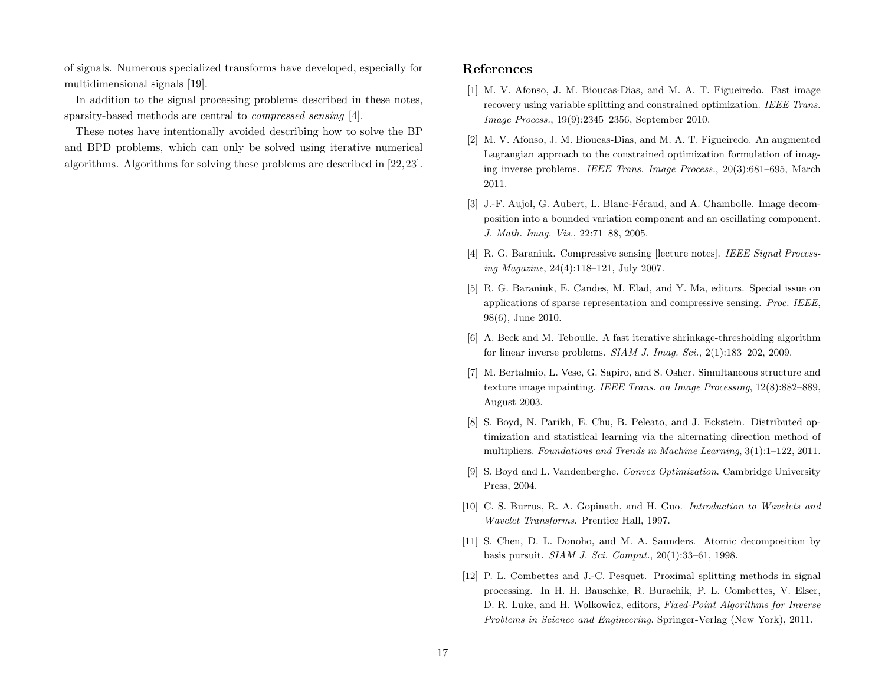of signals. Numerous specialized transforms have developed, especially for multidimensional signals [19].

In addition to the signal processing problems described in these notes, sparsity-based methods are central to *compressed sensing* [4].

These notes have intentionally avoided describing how to solve the BP and BPD problems, which can only be solved using iterative numerical algorithms. Algorithms for solving these problems are described in [22,23].

## References

[1] M. V. Afonso, J. M. Bioucas-Dias, and M. A. T. Figueiredo. Fast image recovery using variable splitting and constrained optimization. *IEEE Trans. Image Process.*, 19(9):2345–2356, September 2010.

[2] M. V. Afonso, J. M. Bioucas-Dias, and M. A. T. Figueiredo. An augmented Lagrangian approach to the constrained optimization formulation of imaging inverse problems. *IEEE Trans. Image Process.*, 20(3):681–695, March 2011.

[3] J.-F. Aujol, G. Aubert, L. Blanc-Féraud, and A. Chambolle. Image decomposition into a bounded variation component and an oscillating component. *J. Math. Imag. Vis.*, 22:71–88, 2005.

[4] R. G. Baraniuk. Compressive sensing [lecture notes]. *IEEE Signal Processing Magazine*, 24(4):118–121, July 2007.

[5] R. G. Baraniuk, E. Candes, M. Elad, and Y. Ma, editors. Special issue on applications of sparse representation and compressive sensing. *Proc. IEEE*, 98(6), June 2010.

[6] A. Beck and M. Teboulle. A fast iterative shrinkage-thresholding algorithm for linear inverse problems. *SIAM J. Imag. Sci.*, 2(1):183–202, 2009.

[7] M. Bertalmio, L. Vese, G. Sapiro, and S. Osher. Simultaneous structure and texture image inpainting. *IEEE Trans. on Image Processing*, 12(8):882–889, August 2003.

[8] S. Boyd, N. Parikh, E. Chu, B. Peleato, and J. Eckstein. Distributed optimization and statistical learning via the alternating direction method of multipliers. *Foundations and Trends in Machine Learning*, 3(1):1–122, 2011.

[9] S. Boyd and L. Vandenberghe. *Convex Optimization*. Cambridge University Press, 2004.

[10] C. S. Burrus, R. A. Gopinath, and H. Guo. *Introduction to Wavelets and Wavelet Transforms*. Prentice Hall, 1997.

[11] S. Chen, D. L. Donoho, and M. A. Saunders. Atomic decomposition by basis pursuit. *SIAM J. Sci. Comput.*, 20(1):33–61, 1998.

[12] P. L. Combettes and J.-C. Pesquet. Proximal splitting methods in signal processing. In H. H. Bauschke, R. Burachik, P. L. Combettes, V. Elser, D. R. Luke, and H. Wolkowicz, editors, *Fixed-Point Algorithms for Inverse Problems in Science and Engineering*. Springer-Verlag (New York), 2011.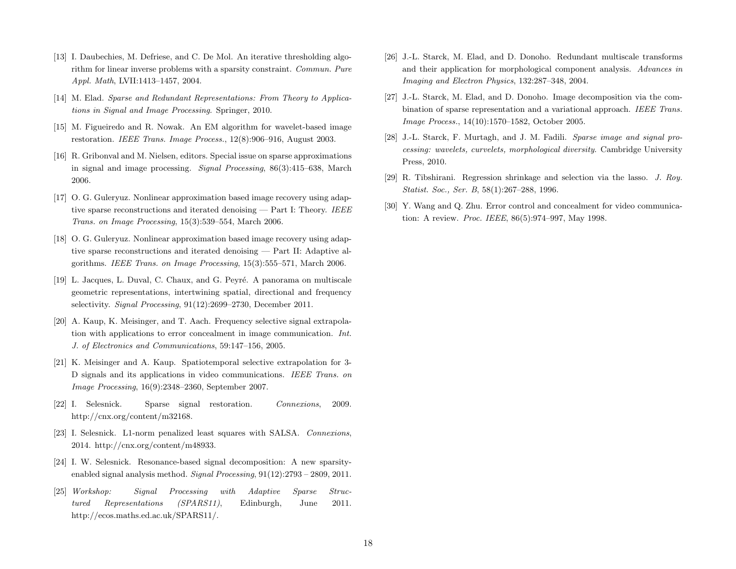[13] I. Daubechies, M. Defriese, and C. De Mol. An iterative thresholding algorithm for linear inverse problems with a sparsity constraint. *Commun. Pure Appl. Math*, LVII:1413–1457, 2004.

[14] M. Elad. *Sparse and Redundant Representations: From Theory to Applications in Signal and Image Processing*. Springer, 2010.

[15] M. Figueiredo and R. Nowak. An EM algorithm for wavelet-based image restoration. *IEEE Trans. Image Process.*, 12(8):906–916, August 2003.

[16] R. Gribonval and M. Nielsen, editors. Special issue on sparse approximations in signal and image processing. *Signal Processing*, 86(3):415–638, March 2006.

[17] O. G. Guleryuz. Nonlinear approximation based image recovery using adaptive sparse reconstructions and iterated denoising — Part I: Theory. *IEEE Trans. on Image Processing*, 15(3):539–554, March 2006.

[18] O. G. Guleryuz. Nonlinear approximation based image recovery using adaptive sparse reconstructions and iterated denoising — Part II: Adaptive algorithms. *IEEE Trans. on Image Processing*, 15(3):555–571, March 2006.

[19] L. Jacques, L. Duval, C. Chaux, and G. Peyré. A panorama on multiscale geometric representations, intertwining spatial, directional and frequency selectivity. *Signal Processing*, 91(12):2699–2730, December 2011.

[20] A. Kaup, K. Meisinger, and T. Aach. Frequency selective signal extrapolation with applications to error concealment in image communication. *Int. J. of Electronics and Communications*, 59:147–156, 2005.

[21] K. Meisinger and A. Kaup. Spatiotemporal selective extrapolation for 3-D signals and its applications in video communications. *IEEE Trans. on Image Processing*, 16(9):2348–2360, September 2007.

[22] I. Selesnick. Sparse signal restoration. *Connexions*, 2009. http://cnx.org/content/m32168.

[23] I. Selesnick. L1-norm penalized least squares with SALSA. *Connexions*, 2014. http://cnx.org/content/m48933.

[24] I. W. Selesnick. Resonance-based signal decomposition: A new sparsity-enabled signal analysis method. *Signal Processing*, 91(12):2793 – 2809, 2011.

[25] *Workshop: Signal Processing with Adaptive Sparse Structured Representations (SPARS11)*, Edinburgh, June 2011. http://ecos.maths.ed.ac.uk/SPARS11/.

[26] J.-L. Starck, M. Elad, and D. Donoho. Redundant multiscale transforms and their application for morphological component analysis. *Advances in Imaging and Electron Physics*, 132:287–348, 2004.

[27] J.-L. Starck, M. Elad, and D. Donoho. Image decomposition via the combination of sparse representation and a variational approach. *IEEE Trans. Image Process.*, 14(10):1570–1582, October 2005.

[28] J.-L. Starck, F. Murtagh, and J. M. Fadili. *Sparse image and signal processing: wavelets, curvelets, morphological diversity*. Cambridge University Press, 2010.

[29] R. Tibshirani. Regression shrinkage and selection via the lasso. *J. Roy. Statist. Soc., Ser. B*, 58(1):267–288, 1996.

[30] Y. Wang and Q. Zhu. Error control and concealment for video communication: A review. *Proc. IEEE*, 86(5):974–997, May 1998.